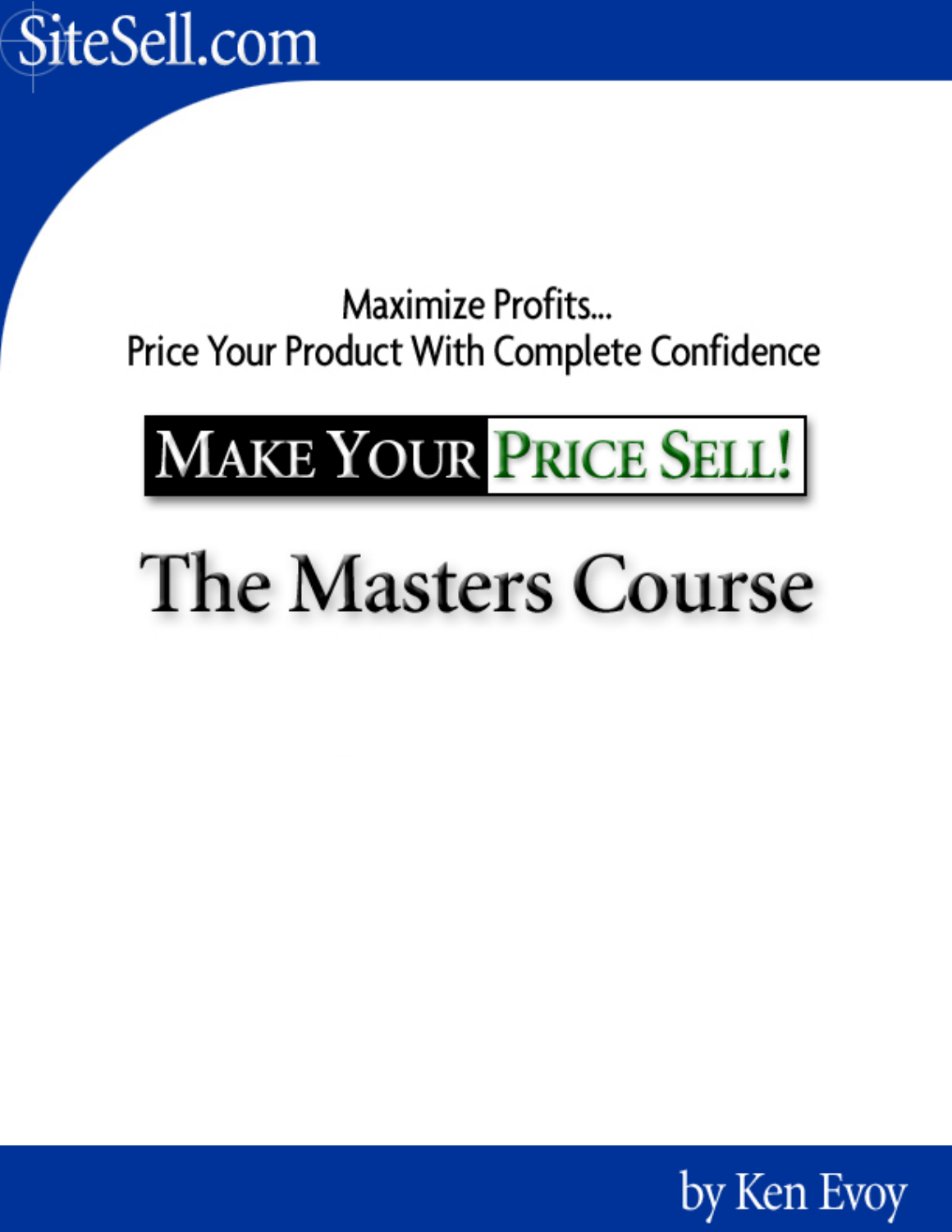SiteSell.com

Maximize Profits...
Price Your Product With Complete Confidence

# MAKE YOUR PRICE SELL!

# The Masters Course

by Ken Evoy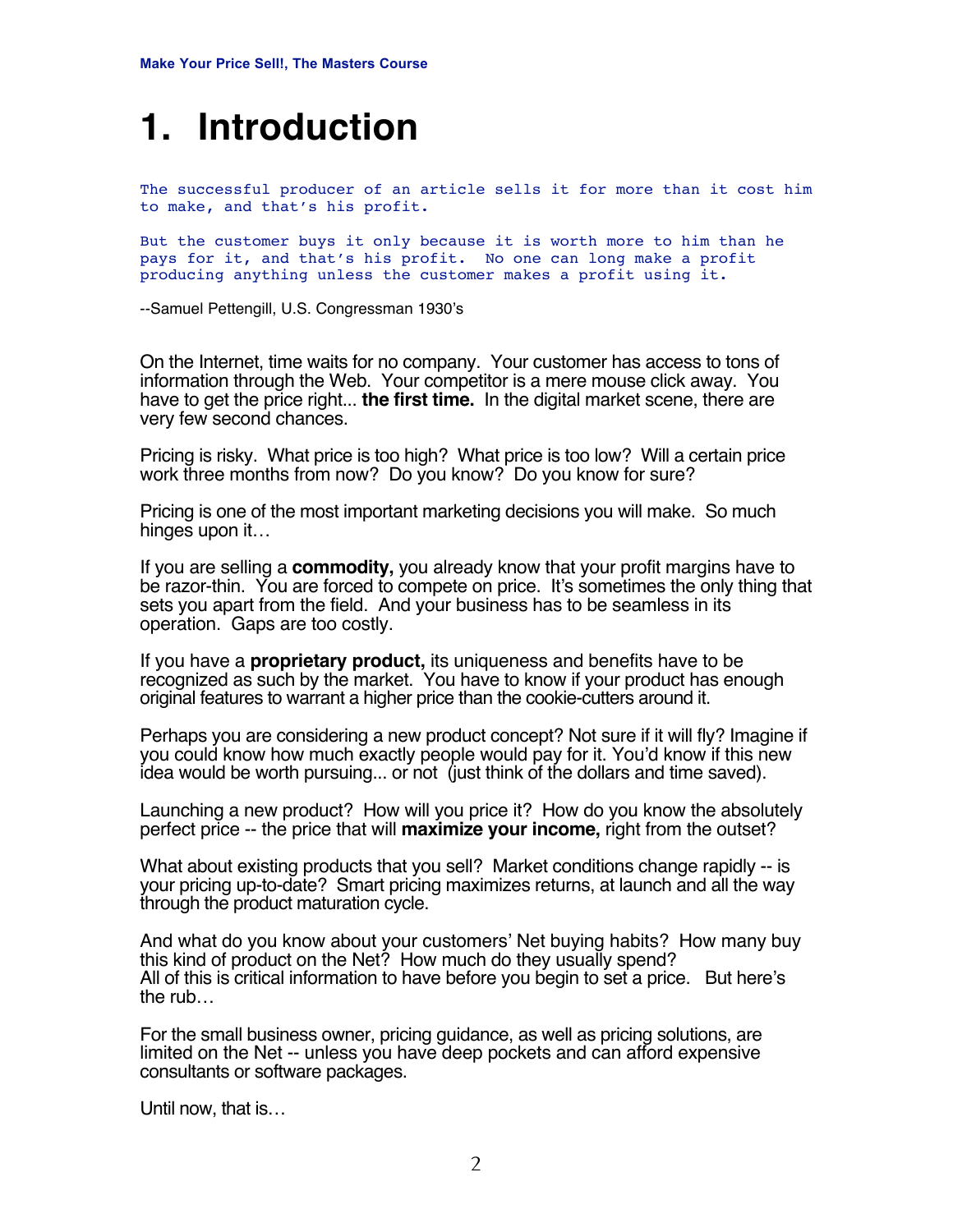# 1. Introduction

The successful producer of an article sells it for more than it cost him to make, and that's his profit.

But the customer buys it only because it is worth more to him than he pays for it, and that's his profit. No one can long make a profit producing anything unless the customer makes a profit using it.

--Samuel Pettengill, U.S. Congressman 1930's

On the Internet, time waits for no company. Your customer has access to tons of information through the Web. Your competitor is a mere mouse click away. You have to get the price right... **the first time.** In the digital market scene, there are very few second chances.

Pricing is risky. What price is too high? What price is too low? Will a certain price work three months from now? Do you know? Do you know for sure?

Pricing is one of the most important marketing decisions you will make. So much hinges upon it…

If you are selling a **commodity,** you already know that your profit margins have to be razor-thin. You are forced to compete on price. It's sometimes the only thing that sets you apart from the field. And your business has to be seamless in its operation. Gaps are too costly.

If you have a **proprietary product,** its uniqueness and benefits have to be recognized as such by the market. You have to know if your product has enough original features to warrant a higher price than the cookie-cutters around it.

Perhaps you are considering a new product concept? Not sure if it will fly? Imagine if you could know how much exactly people would pay for it. You'd know if this new idea would be worth pursuing... or not (just think of the dollars and time saved).

Launching a new product? How will you price it? How do you know the absolutely perfect price -- the price that will **maximize your income,** right from the outset?

What about existing products that you sell? Market conditions change rapidly -- is your pricing up-to-date? Smart pricing maximizes returns, at launch and all the way through the product maturation cycle.

And what do you know about your customers' Net buying habits? How many buy this kind of product on the Net? How much do they usually spend?
All of this is critical information to have before you begin to set a price. But here's the rub…

For the small business owner, pricing guidance, as well as pricing solutions, are limited on the Net -- unless you have deep pockets and can afford expensive consultants or software packages.

Until now, that is…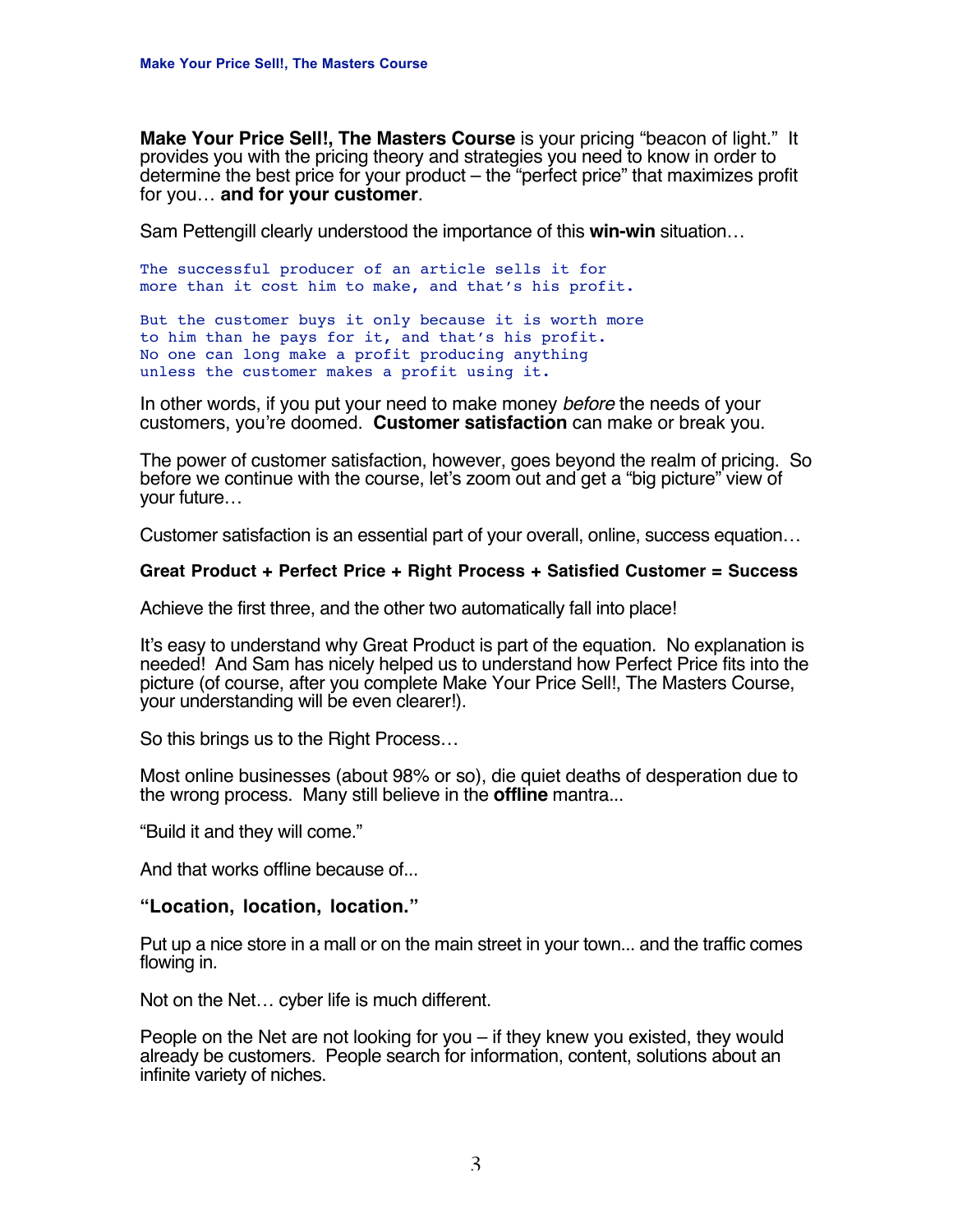**Make Your Price Sell!, The Masters Course** is your pricing "beacon of light." It provides you with the pricing theory and strategies you need to know in order to determine the best price for your product – the "perfect price" that maximizes profit for you… **and for your customer**.

Sam Pettengill clearly understood the importance of this **win-win** situation…

```
The successful producer of an article sells it for
more than it cost him to make, and that's his profit.

But the customer buys it only because it is worth more
to him than he pays for it, and that's his profit.
No one can long make a profit producing anything
unless the customer makes a profit using it.
```

In other words, if you put your need to make money *before* the needs of your customers, you're doomed. **Customer satisfaction** can make or break you.

The power of customer satisfaction, however, goes beyond the realm of pricing. So before we continue with the course, let's zoom out and get a "big picture" view of your future…

Customer satisfaction is an essential part of your overall, online, success equation…

**Great Product + Perfect Price + Right Process + Satisfied Customer = Success**

Achieve the first three, and the other two automatically fall into place!

It's easy to understand why Great Product is part of the equation. No explanation is needed! And Sam has nicely helped us to understand how Perfect Price fits into the picture (of course, after you complete Make Your Price Sell!, The Masters Course, your understanding will be even clearer!).

So this brings us to the Right Process…

Most online businesses (about 98% or so), die quiet deaths of desperation due to the wrong process. Many still believe in the **offline** mantra...

"Build it and they will come."

And that works offline because of...

**"Location, location, location."**

Put up a nice store in a mall or on the main street in your town... and the traffic comes flowing in.

Not on the Net… cyber life is much different.

People on the Net are not looking for you – if they knew you existed, they would already be customers. People search for information, content, solutions about an infinite variety of niches.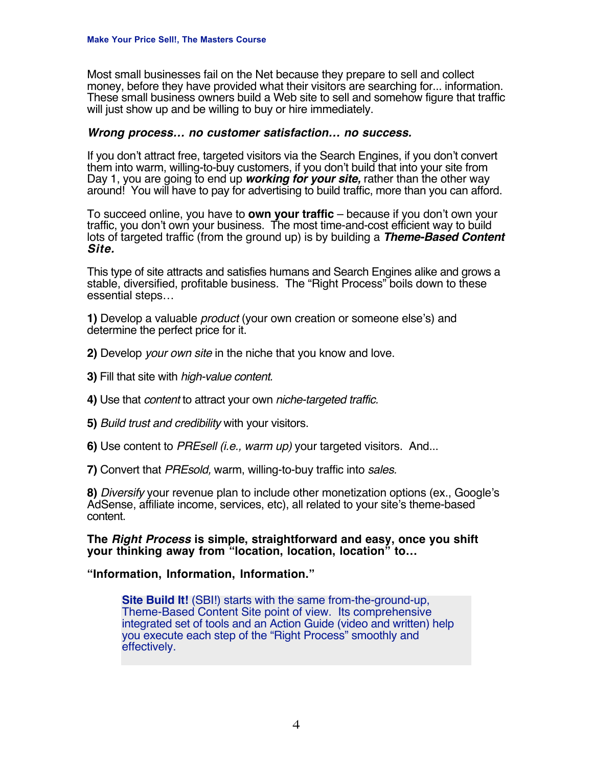Most small businesses fail on the Net because they prepare to sell and collect money, before they have provided what their visitors are searching for... information. These small business owners build a Web site to sell and somehow figure that traffic will just show up and be willing to buy or hire immediately.

***Wrong process… no customer satisfaction… no success.***

If you don't attract free, targeted visitors via the Search Engines, if you don't convert them into warm, willing-to-buy customers, if you don't build that into your site from Day 1, you are going to end up ***working for your site,*** rather than the other way around! You will have to pay for advertising to build traffic, more than you can afford.

To succeed online, you have to **own your traffic** – because if you don't own your traffic, you don't own your business. The most time-and-cost efficient way to build lots of targeted traffic (from the ground up) is by building a ***Theme-Based Content Site.***

This type of site attracts and satisfies humans and Search Engines alike and grows a stable, diversified, profitable business. The "Right Process" boils down to these essential steps…

**1)** Develop a valuable *product* (your own creation or someone else's) and determine the perfect price for it.

**2)** Develop *your own site* in the niche that you know and love.

**3)** Fill that site with *high-value content.*

**4)** Use that *content* to attract your own *niche-targeted traffic.*

**5)** *Build trust and credibility* with your visitors.

**6)** Use content to *PREsell (i.e., warm up)* your targeted visitors. And...

**7)** Convert that *PREsold,* warm, willing-to-buy traffic into *sales.*

**8)** *Diversify* your revenue plan to include other monetization options (ex., Google's AdSense, affiliate income, services, etc), all related to your site's theme-based content.

**The *Right Process* is simple, straightforward and easy, once you shift your thinking away from "location, location, location" to…**

**"Information, Information, Information."**

> **Site Build It!** (SBI!) starts with the same from-the-ground-up, Theme-Based Content Site point of view. Its comprehensive integrated set of tools and an Action Guide (video and written) help you execute each step of the "Right Process" smoothly and effectively.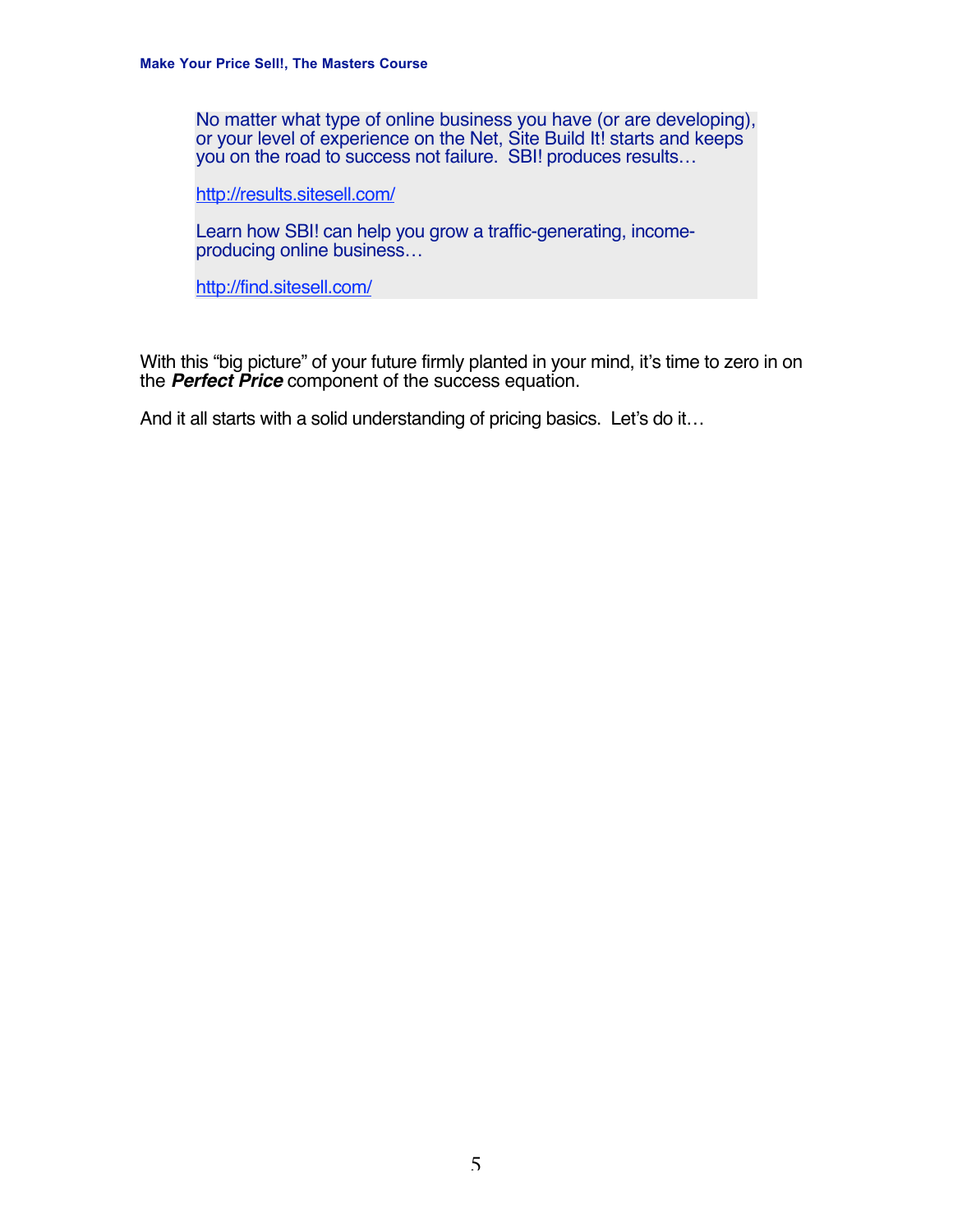> No matter what type of online business you have (or are developing), or your level of experience on the Net, Site Build It! starts and keeps you on the road to success not failure. SBI! produces results…
>
> http://results.sitesell.com/
>
> Learn how SBI! can help you grow a traffic-generating, income-producing online business…
>
> http://find.sitesell.com/

With this "big picture" of your future firmly planted in your mind, it's time to zero in on the ***Perfect Price*** component of the success equation.

And it all starts with a solid understanding of pricing basics. Let's do it…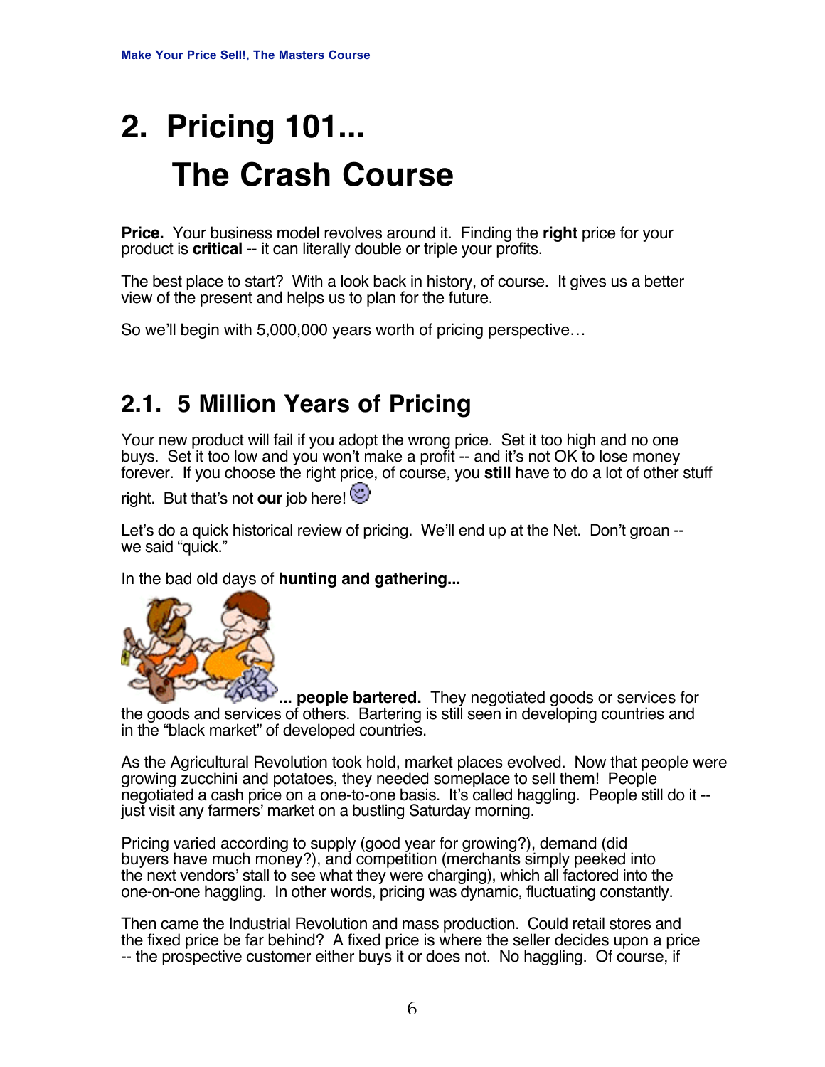# 2. Pricing 101... The Crash Course

**Price.** Your business model revolves around it. Finding the **right** price for your product is **critical** -- it can literally double or triple your profits.

The best place to start? With a look back in history, of course. It gives us a better view of the present and helps us to plan for the future.

So we'll begin with 5,000,000 years worth of pricing perspective…

## 2.1. 5 Million Years of Pricing

Your new product will fail if you adopt the wrong price. Set it too high and no one buys. Set it too low and you won't make a profit -- and it's not OK to lose money forever. If you choose the right price, of course, you **still** have to do a lot of other stuff right. But that's not **our** job here!

Let's do a quick historical review of pricing. We'll end up at the Net. Don't groan -- we said "quick."

In the bad old days of **hunting and gathering...**

**... people bartered.** They negotiated goods or services for the goods and services of others. Bartering is still seen in developing countries and in the "black market" of developed countries.

As the Agricultural Revolution took hold, market places evolved. Now that people were growing zucchini and potatoes, they needed someplace to sell them! People negotiated a cash price on a one-to-one basis. It's called haggling. People still do it -- just visit any farmers' market on a bustling Saturday morning.

Pricing varied according to supply (good year for growing?), demand (did buyers have much money?), and competition (merchants simply peeked into the next vendors' stall to see what they were charging), which all factored into the one-on-one haggling. In other words, pricing was dynamic, fluctuating constantly.

Then came the Industrial Revolution and mass production. Could retail stores and the fixed price be far behind? A fixed price is where the seller decides upon a price -- the prospective customer either buys it or does not. No haggling. Of course, if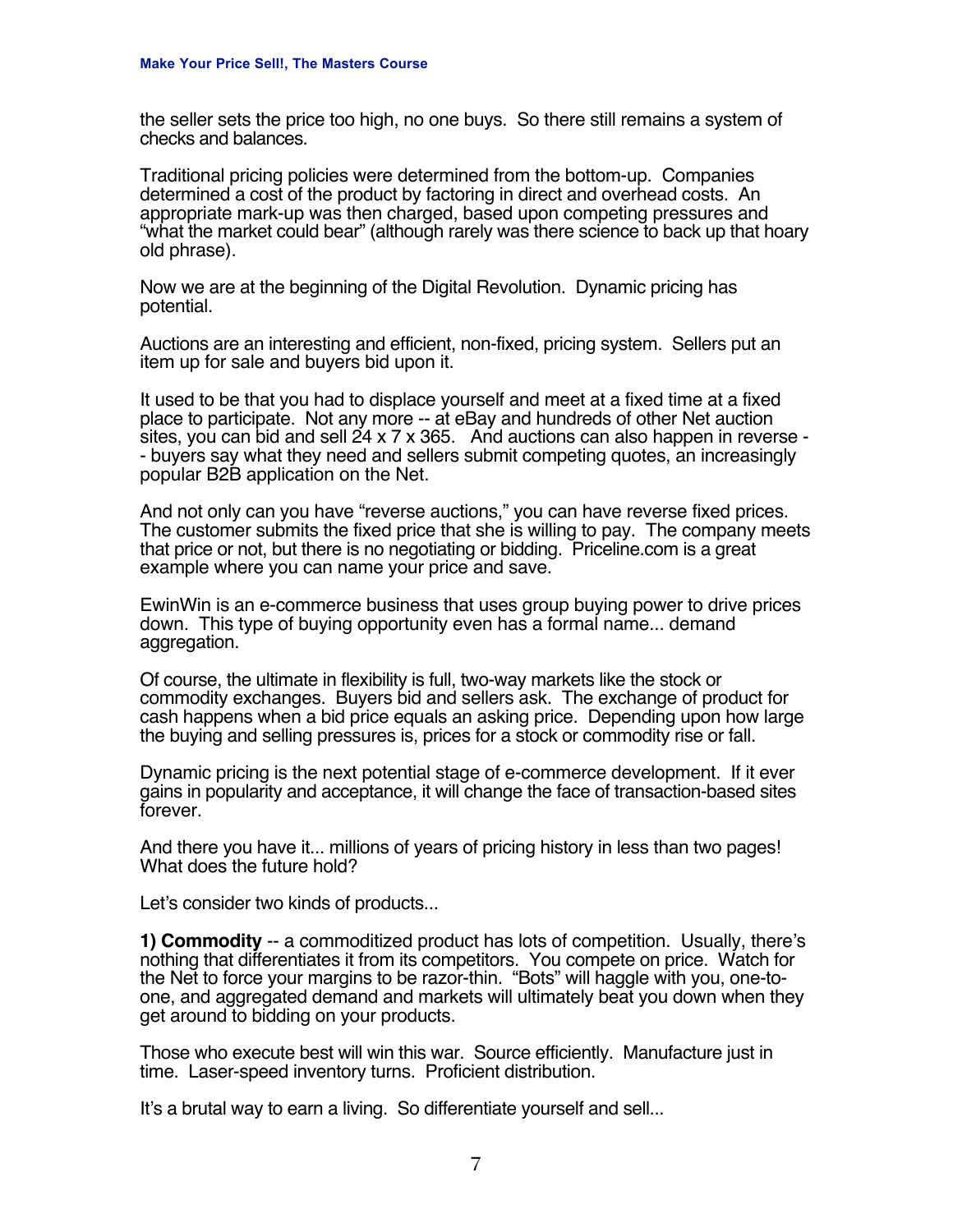the seller sets the price too high, no one buys. So there still remains a system of checks and balances.

Traditional pricing policies were determined from the bottom-up. Companies determined a cost of the product by factoring in direct and overhead costs. An appropriate mark-up was then charged, based upon competing pressures and "what the market could bear" (although rarely was there science to back up that hoary old phrase).

Now we are at the beginning of the Digital Revolution. Dynamic pricing has potential.

Auctions are an interesting and efficient, non-fixed, pricing system. Sellers put an item up for sale and buyers bid upon it.

It used to be that you had to displace yourself and meet at a fixed time at a fixed place to participate. Not any more -- at eBay and hundreds of other Net auction sites, you can bid and sell 24 x 7 x 365. And auctions can also happen in reverse -- buyers say what they need and sellers submit competing quotes, an increasingly popular B2B application on the Net.

And not only can you have "reverse auctions," you can have reverse fixed prices. The customer submits the fixed price that she is willing to pay. The company meets that price or not, but there is no negotiating or bidding. Priceline.com is a great example where you can name your price and save.

EwinWin is an e-commerce business that uses group buying power to drive prices down. This type of buying opportunity even has a formal name... demand aggregation.

Of course, the ultimate in flexibility is full, two-way markets like the stock or commodity exchanges. Buyers bid and sellers ask. The exchange of product for cash happens when a bid price equals an asking price. Depending upon how large the buying and selling pressures is, prices for a stock or commodity rise or fall.

Dynamic pricing is the next potential stage of e-commerce development. If it ever gains in popularity and acceptance, it will change the face of transaction-based sites forever.

And there you have it... millions of years of pricing history in less than two pages! What does the future hold?

Let's consider two kinds of products...

**1) Commodity** -- a commoditized product has lots of competition. Usually, there's nothing that differentiates it from its competitors. You compete on price. Watch for the Net to force your margins to be razor-thin. "Bots" will haggle with you, one-to-one, and aggregated demand and markets will ultimately beat you down when they get around to bidding on your products.

Those who execute best will win this war. Source efficiently. Manufacture just in time. Laser-speed inventory turns. Proficient distribution.

It's a brutal way to earn a living. So differentiate yourself and sell...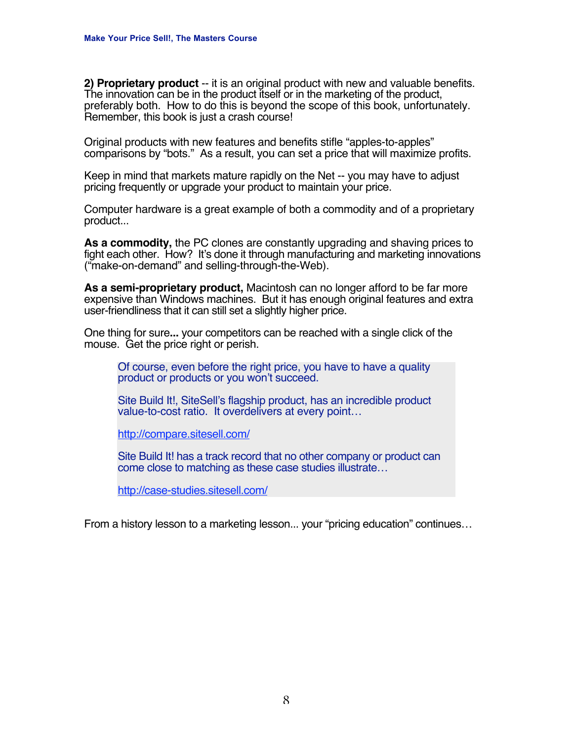**2) Proprietary product** -- it is an original product with new and valuable benefits. The innovation can be in the product itself or in the marketing of the product, preferably both. How to do this is beyond the scope of this book, unfortunately. Remember, this book is just a crash course!

Original products with new features and benefits stifle "apples-to-apples" comparisons by "bots." As a result, you can set a price that will maximize profits.

Keep in mind that markets mature rapidly on the Net -- you may have to adjust pricing frequently or upgrade your product to maintain your price.

Computer hardware is a great example of both a commodity and of a proprietary product...

**As a commodity,** the PC clones are constantly upgrading and shaving prices to fight each other. How? It's done it through manufacturing and marketing innovations ("make-on-demand" and selling-through-the-Web).

**As a semi-proprietary product,** Macintosh can no longer afford to be far more expensive than Windows machines. But it has enough original features and extra user-friendliness that it can still set a slightly higher price.

One thing for sure**...** your competitors can be reached with a single click of the mouse. Get the price right or perish.

> Of course, even before the right price, you have to have a quality product or products or you won't succeed.
>
> Site Build It!, SiteSell's flagship product, has an incredible product value-to-cost ratio. It overdelivers at every point…
>
> http://compare.sitesell.com/
>
> Site Build It! has a track record that no other company or product can come close to matching as these case studies illustrate…
>
> http://case-studies.sitesell.com/

From a history lesson to a marketing lesson... your "pricing education" continues…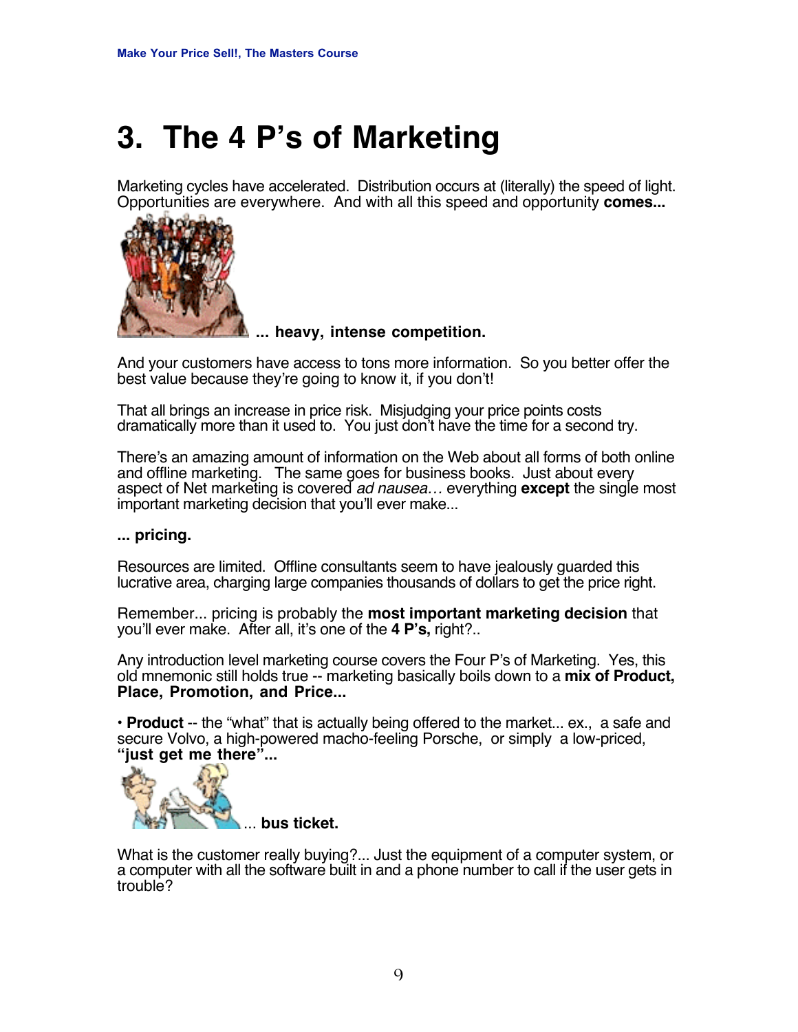# 3. The 4 P's of Marketing

Marketing cycles have accelerated. Distribution occurs at (literally) the speed of light. Opportunities are everywhere. And with all this speed and opportunity **comes...**

**... heavy, intense competition.**

And your customers have access to tons more information. So you better offer the best value because they're going to know it, if you don't!

That all brings an increase in price risk. Misjudging your price points costs dramatically more than it used to. You just don't have the time for a second try.

There's an amazing amount of information on the Web about all forms of both online and offline marketing. The same goes for business books. Just about every aspect of Net marketing is covered *ad nausea…* everything **except** the single most important marketing decision that you'll ever make...

**... pricing.**

Resources are limited. Offline consultants seem to have jealously guarded this lucrative area, charging large companies thousands of dollars to get the price right.

Remember... pricing is probably the **most important marketing decision** that you'll ever make. After all, it's one of the **4 P's,** right?..

Any introduction level marketing course covers the Four P's of Marketing. Yes, this old mnemonic still holds true -- marketing basically boils down to a **mix of Product, Place, Promotion, and Price...**

• **Product** -- the "what" that is actually being offered to the market... ex., a safe and secure Volvo, a high-powered macho-feeling Porsche, or simply a low-priced, **"just get me there"...**

... **bus ticket.**

What is the customer really buying?... Just the equipment of a computer system, or a computer with all the software built in and a phone number to call if the user gets in trouble?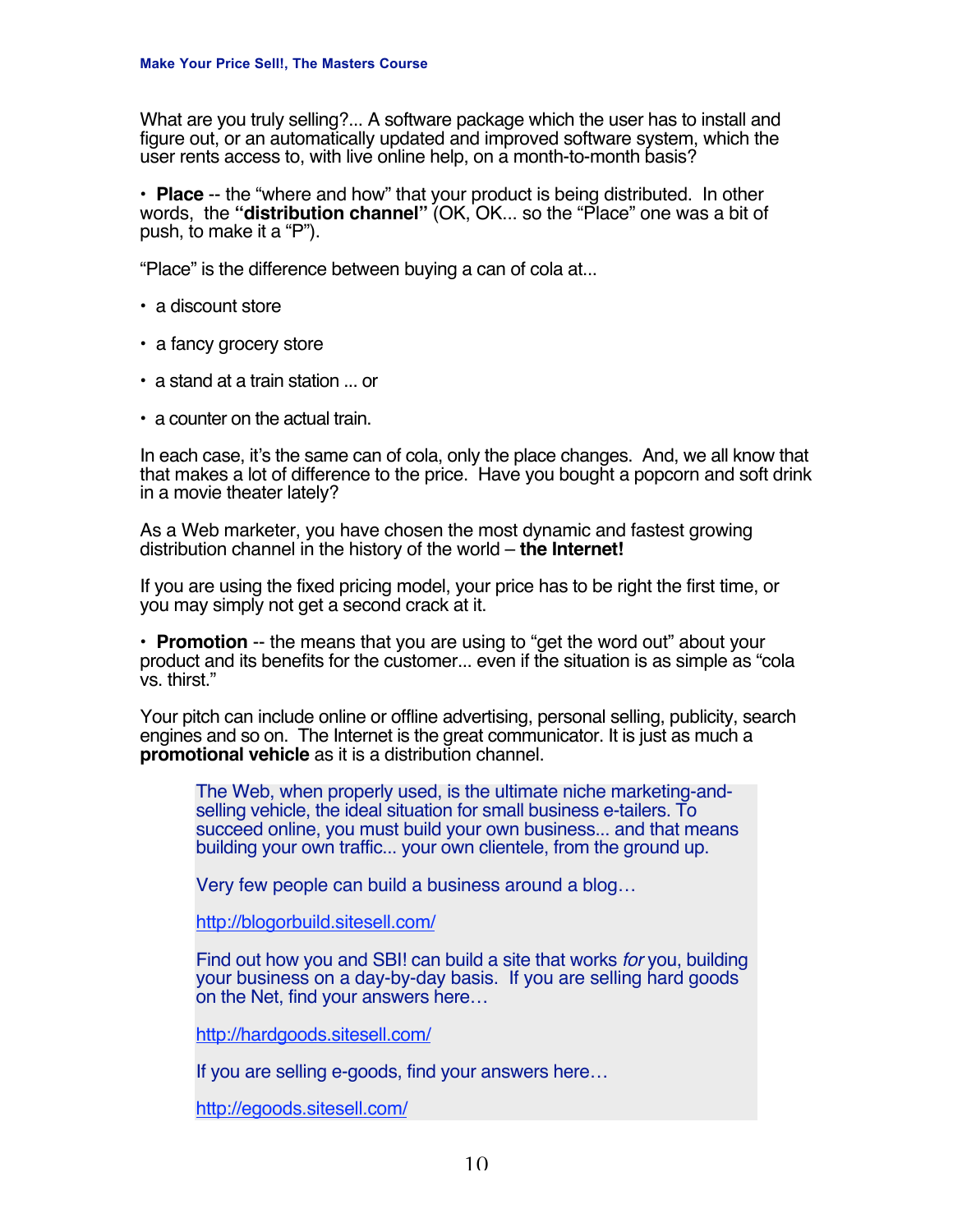What are you truly selling?... A software package which the user has to install and figure out, or an automatically updated and improved software system, which the user rents access to, with live online help, on a month-to-month basis?

- **Place** -- the "where and how" that your product is being distributed. In other words, the **"distribution channel"** (OK, OK... so the "Place" one was a bit of push, to make it a "P").

"Place" is the difference between buying a can of cola at...

- a discount store
- a fancy grocery store
- a stand at a train station ... or
- a counter on the actual train.

In each case, it's the same can of cola, only the place changes. And, we all know that that makes a lot of difference to the price. Have you bought a popcorn and soft drink in a movie theater lately?

As a Web marketer, you have chosen the most dynamic and fastest growing distribution channel in the history of the world – **the Internet!**

If you are using the fixed pricing model, your price has to be right the first time, or you may simply not get a second crack at it.

- **Promotion** -- the means that you are using to "get the word out" about your product and its benefits for the customer... even if the situation is as simple as "cola vs. thirst."

Your pitch can include online or offline advertising, personal selling, publicity, search engines and so on. The Internet is the great communicator. It is just as much a **promotional vehicle** as it is a distribution channel.

> The Web, when properly used, is the ultimate niche marketing-and-selling vehicle, the ideal situation for small business e-tailers. To succeed online, you must build your own business... and that means building your own traffic... your own clientele, from the ground up.
>
> Very few people can build a business around a blog…
>
> http://blogorbuild.sitesell.com/
>
> Find out how you and SBI! can build a site that works *for* you, building your business on a day-by-day basis. If you are selling hard goods on the Net, find your answers here…
>
> http://hardgoods.sitesell.com/
>
> If you are selling e-goods, find your answers here…
>
> http://egoods.sitesell.com/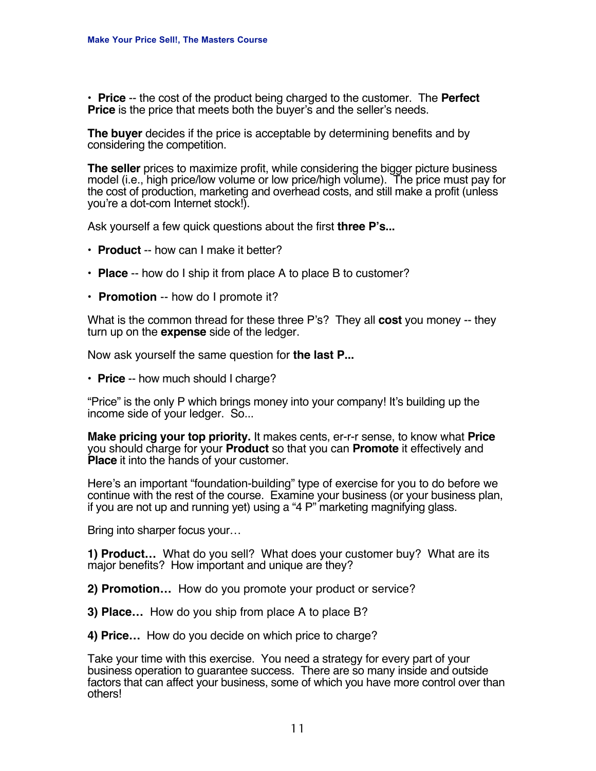- **Price** -- the cost of the product being charged to the customer. The **Perfect Price** is the price that meets both the buyer's and the seller's needs.

**The buyer** decides if the price is acceptable by determining benefits and by considering the competition.

**The seller** prices to maximize profit, while considering the bigger picture business model (i.e., high price/low volume or low price/high volume). The price must pay for the cost of production, marketing and overhead costs, and still make a profit (unless you're a dot-com Internet stock!).

Ask yourself a few quick questions about the first **three P's...**

- **Product** -- how can I make it better?
- **Place** -- how do I ship it from place A to place B to customer?
- **Promotion** -- how do I promote it?

What is the common thread for these three P's? They all **cost** you money -- they turn up on the **expense** side of the ledger.

Now ask yourself the same question for **the last P...**

- **Price** -- how much should I charge?

"Price" is the only P which brings money into your company! It's building up the income side of your ledger. So...

**Make pricing your top priority.** It makes cents, er-r-r sense, to know what **Price** you should charge for your **Product** so that you can **Promote** it effectively and **Place** it into the hands of your customer.

Here's an important "foundation-building" type of exercise for you to do before we continue with the rest of the course. Examine your business (or your business plan, if you are not up and running yet) using a "4 P" marketing magnifying glass.

Bring into sharper focus your…

**1) Product…** What do you sell? What does your customer buy? What are its major benefits? How important and unique are they?

**2) Promotion…** How do you promote your product or service?

**3) Place…** How do you ship from place A to place B?

**4) Price…** How do you decide on which price to charge?

Take your time with this exercise. You need a strategy for every part of your business operation to guarantee success. There are so many inside and outside factors that can affect your business, some of which you have more control over than others!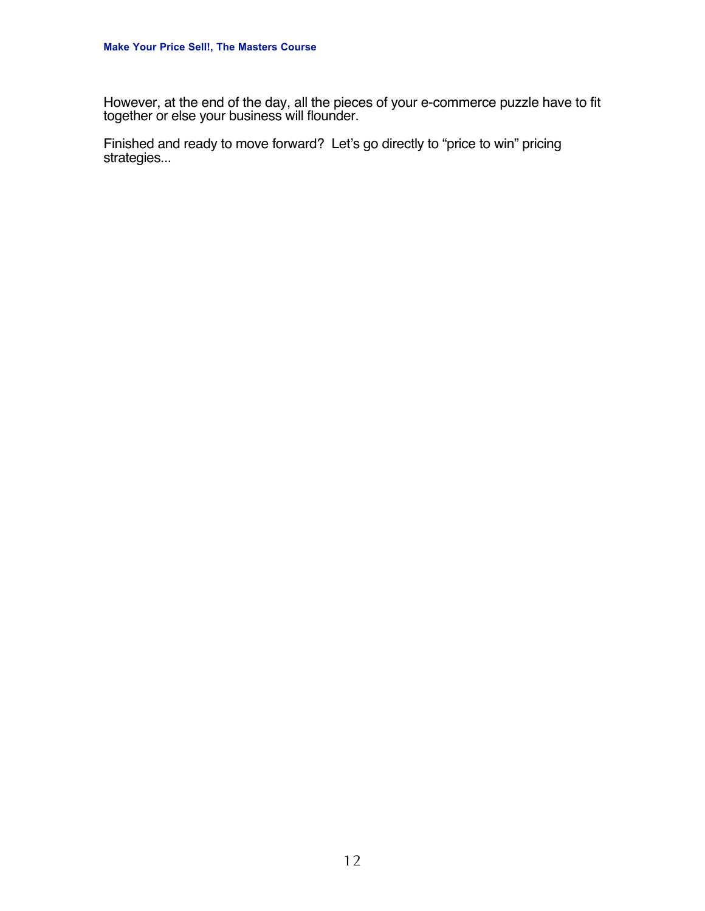However, at the end of the day, all the pieces of your e-commerce puzzle have to fit together or else your business will flounder.

Finished and ready to move forward? Let's go directly to "price to win" pricing strategies...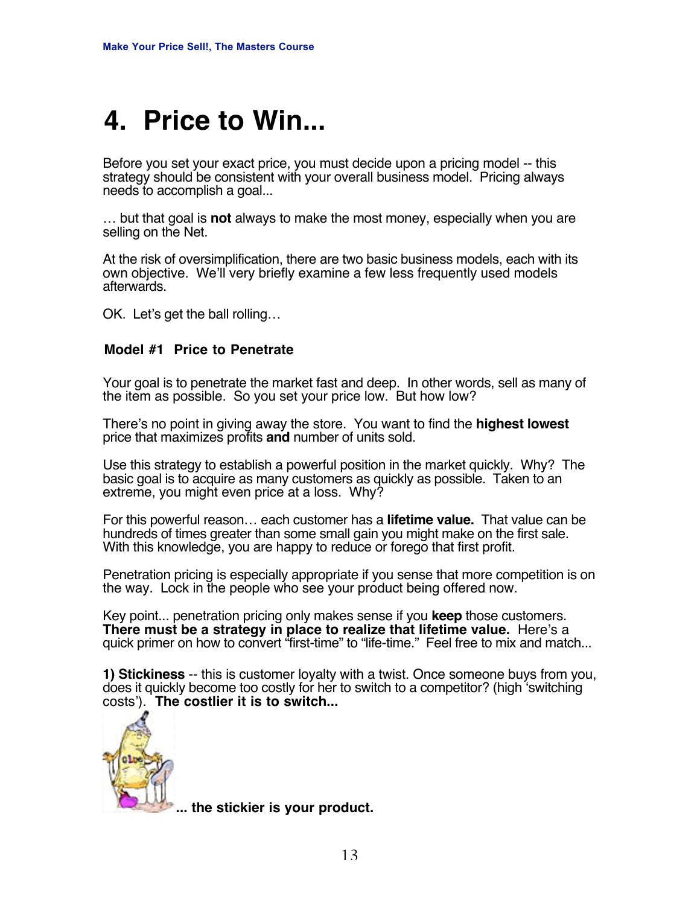# 4. Price to Win...

Before you set your exact price, you must decide upon a pricing model -- this strategy should be consistent with your overall business model. Pricing always needs to accomplish a goal...

… but that goal is **not** always to make the most money, especially when you are selling on the Net.

At the risk of oversimplification, there are two basic business models, each with its own objective. We'll very briefly examine a few less frequently used models afterwards.

OK. Let's get the ball rolling…

### Model #1 Price to Penetrate

Your goal is to penetrate the market fast and deep. In other words, sell as many of the item as possible. So you set your price low. But how low?

There's no point in giving away the store. You want to find the **highest lowest** price that maximizes profits **and** number of units sold.

Use this strategy to establish a powerful position in the market quickly. Why? The basic goal is to acquire as many customers as quickly as possible. Taken to an extreme, you might even price at a loss. Why?

For this powerful reason… each customer has a **lifetime value.** That value can be hundreds of times greater than some small gain you might make on the first sale. With this knowledge, you are happy to reduce or forego that first profit.

Penetration pricing is especially appropriate if you sense that more competition is on the way. Lock in the people who see your product being offered now.

Key point... penetration pricing only makes sense if you **keep** those customers. **There must be a strategy in place to realize that lifetime value.** Here's a quick primer on how to convert "first-time" to "life-time." Feel free to mix and match...

**1) Stickiness** -- this is customer loyalty with a twist. Once someone buys from you, does it quickly become too costly for her to switch to a competitor? (high 'switching costs'). **The costlier it is to switch...**

**... the stickier is your product.**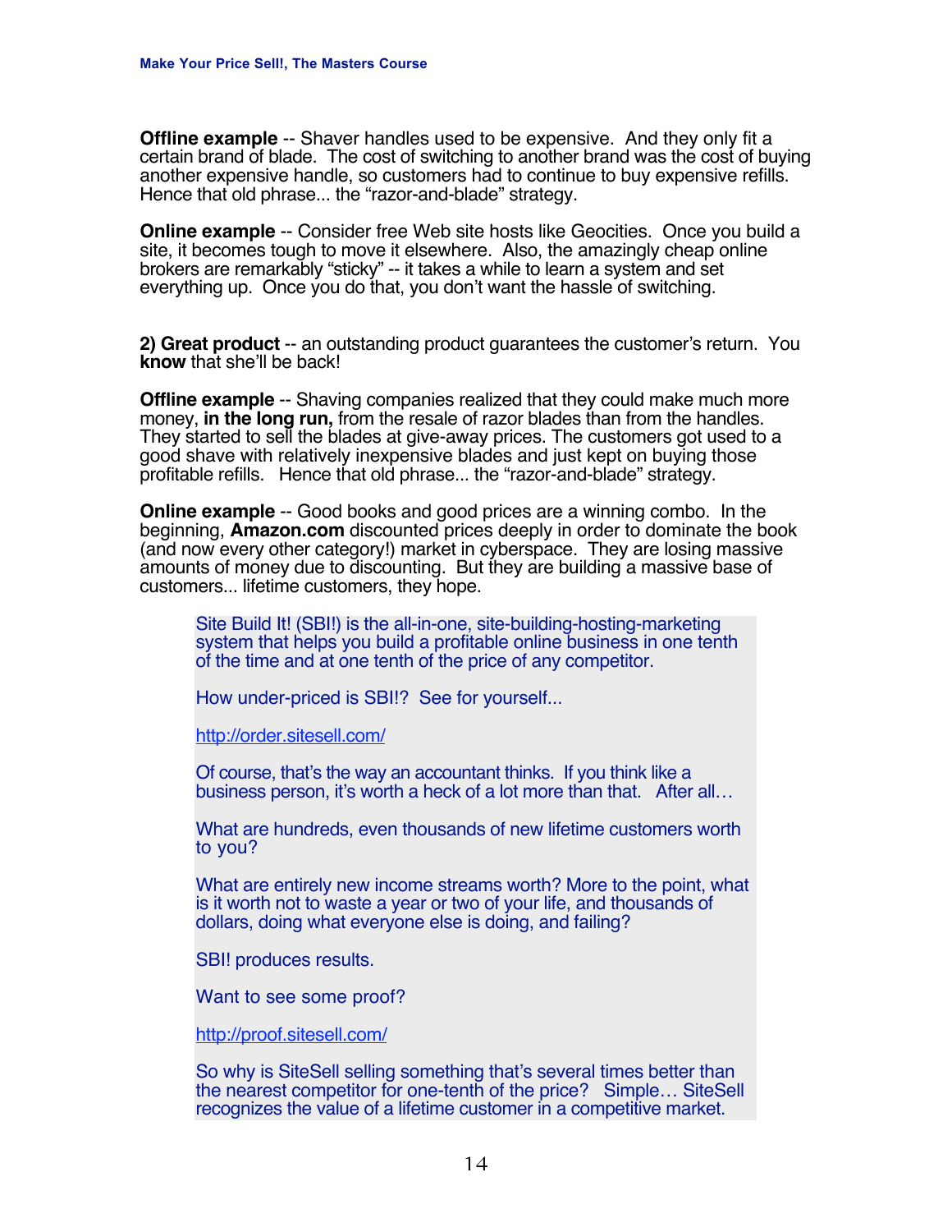**Offline example** -- Shaver handles used to be expensive. And they only fit a certain brand of blade. The cost of switching to another brand was the cost of buying another expensive handle, so customers had to continue to buy expensive refills. Hence that old phrase... the "razor-and-blade" strategy.

**Online example** -- Consider free Web site hosts like Geocities. Once you build a site, it becomes tough to move it elsewhere. Also, the amazingly cheap online brokers are remarkably "sticky" -- it takes a while to learn a system and set everything up. Once you do that, you don't want the hassle of switching.

**2) Great product** -- an outstanding product guarantees the customer's return. You **know** that she'll be back!

**Offline example** -- Shaving companies realized that they could make much more money, **in the long run,** from the resale of razor blades than from the handles. They started to sell the blades at give-away prices. The customers got used to a good shave with relatively inexpensive blades and just kept on buying those profitable refills. Hence that old phrase... the "razor-and-blade" strategy.

**Online example** -- Good books and good prices are a winning combo. In the beginning, **Amazon.com** discounted prices deeply in order to dominate the book (and now every other category!) market in cyberspace. They are losing massive amounts of money due to discounting. But they are building a massive base of customers... lifetime customers, they hope.

> Site Build It! (SBI!) is the all-in-one, site-building-hosting-marketing system that helps you build a profitable online business in one tenth of the time and at one tenth of the price of any competitor.
>
> How under-priced is SBI!? See for yourself...
>
> http://order.sitesell.com/
>
> Of course, that's the way an accountant thinks. If you think like a business person, it's worth a heck of a lot more than that. After all…
>
> What are hundreds, even thousands of new lifetime customers worth to you?
>
> What are entirely new income streams worth? More to the point, what is it worth not to waste a year or two of your life, and thousands of dollars, doing what everyone else is doing, and failing?
>
> SBI! produces results.
>
> Want to see some proof?
>
> http://proof.sitesell.com/
>
> So why is SiteSell selling something that's several times better than the nearest competitor for one-tenth of the price? Simple… SiteSell recognizes the value of a lifetime customer in a competitive market.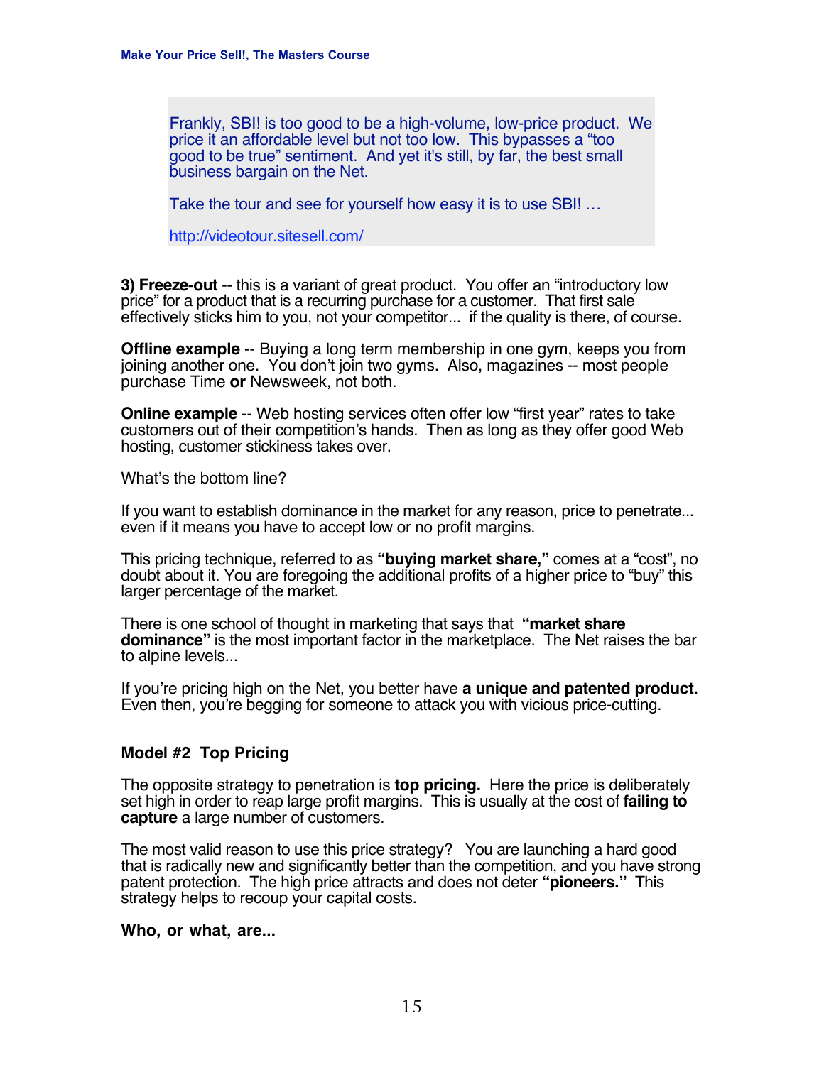> Frankly, SBI! is too good to be a high-volume, low-price product. We price it an affordable level but not too low. This bypasses a "too good to be true" sentiment. And yet it's still, by far, the best small business bargain on the Net.
>
> Take the tour and see for yourself how easy it is to use SBI! …
>
> http://videotour.sitesell.com/

**3) Freeze-out** -- this is a variant of great product. You offer an "introductory low price" for a product that is a recurring purchase for a customer. That first sale effectively sticks him to you, not your competitor... if the quality is there, of course.

**Offline example** -- Buying a long term membership in one gym, keeps you from joining another one. You don't join two gyms. Also, magazines -- most people purchase Time **or** Newsweek, not both.

**Online example** -- Web hosting services often offer low "first year" rates to take customers out of their competition's hands. Then as long as they offer good Web hosting, customer stickiness takes over.

What's the bottom line?

If you want to establish dominance in the market for any reason, price to penetrate... even if it means you have to accept low or no profit margins.

This pricing technique, referred to as **"buying market share,"** comes at a "cost", no doubt about it. You are foregoing the additional profits of a higher price to "buy" this larger percentage of the market.

There is one school of thought in marketing that says that **"market share dominance"** is the most important factor in the marketplace. The Net raises the bar to alpine levels...

If you're pricing high on the Net, you better have **a unique and patented product.** Even then, you're begging for someone to attack you with vicious price-cutting.

### Model #2 Top Pricing

The opposite strategy to penetration is **top pricing.** Here the price is deliberately set high in order to reap large profit margins. This is usually at the cost of **failing to capture** a large number of customers.

The most valid reason to use this price strategy? You are launching a hard good that is radically new and significantly better than the competition, and you have strong patent protection. The high price attracts and does not deter **"pioneers."** This strategy helps to recoup your capital costs.

**Who, or what, are...**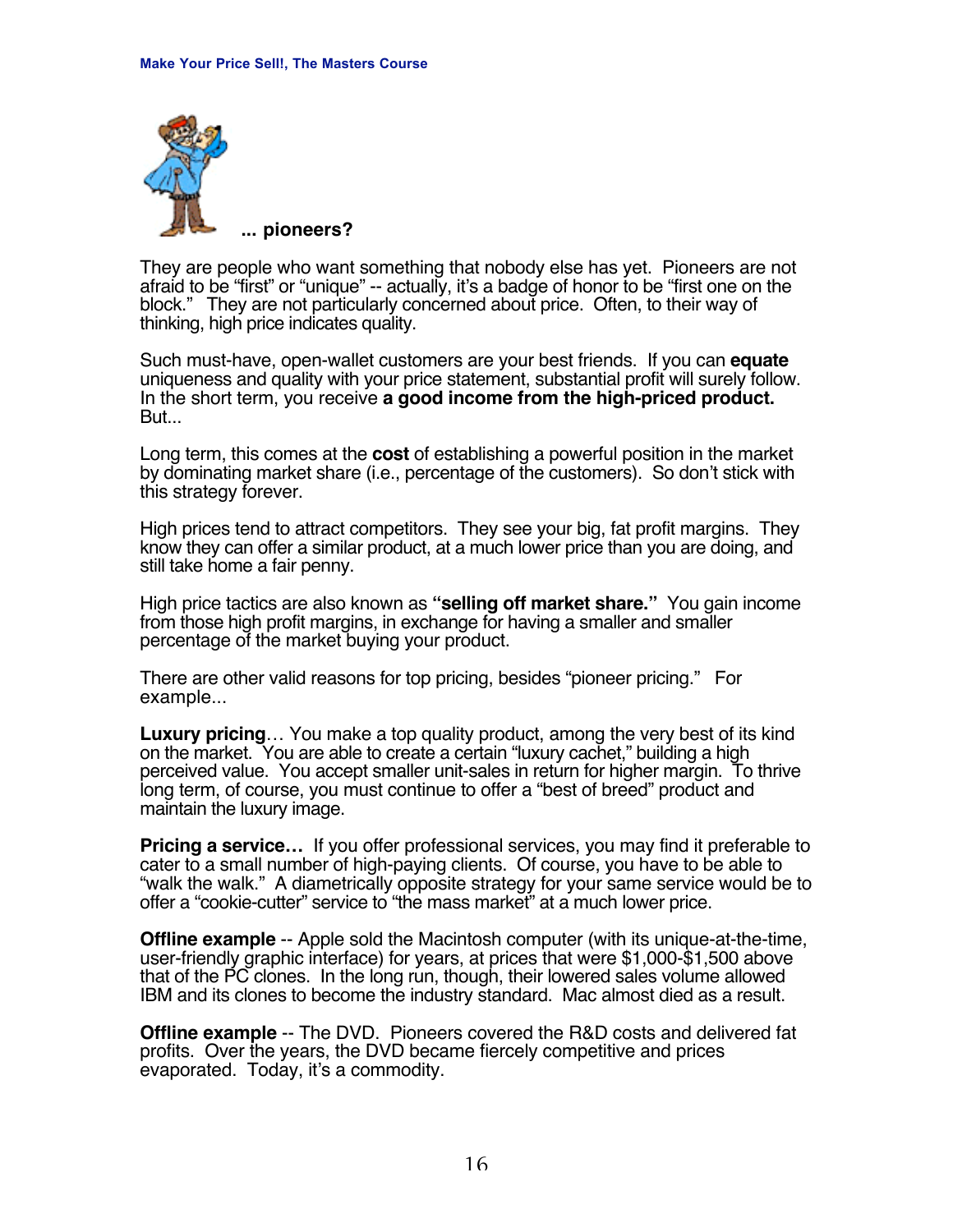**... pioneers?**

They are people who want something that nobody else has yet. Pioneers are not afraid to be "first" or "unique" -- actually, it's a badge of honor to be "first one on the block." They are not particularly concerned about price. Often, to their way of thinking, high price indicates quality.

Such must-have, open-wallet customers are your best friends. If you can **equate** uniqueness and quality with your price statement, substantial profit will surely follow. In the short term, you receive **a good income from the high-priced product.** But...

Long term, this comes at the **cost** of establishing a powerful position in the market by dominating market share (i.e., percentage of the customers). So don't stick with this strategy forever.

High prices tend to attract competitors. They see your big, fat profit margins. They know they can offer a similar product, at a much lower price than you are doing, and still take home a fair penny.

High price tactics are also known as **"selling off market share."** You gain income from those high profit margins, in exchange for having a smaller and smaller percentage of the market buying your product.

There are other valid reasons for top pricing, besides "pioneer pricing." For example...

**Luxury pricing**… You make a top quality product, among the very best of its kind on the market. You are able to create a certain "luxury cachet," building a high perceived value. You accept smaller unit-sales in return for higher margin. To thrive long term, of course, you must continue to offer a "best of breed" product and maintain the luxury image.

**Pricing a service…** If you offer professional services, you may find it preferable to cater to a small number of high-paying clients. Of course, you have to be able to "walk the walk." A diametrically opposite strategy for your same service would be to offer a "cookie-cutter" service to "the mass market" at a much lower price.

**Offline example** -- Apple sold the Macintosh computer (with its unique-at-the-time, user-friendly graphic interface) for years, at prices that were $1,000-$1,500 above that of the PC clones. In the long run, though, their lowered sales volume allowed IBM and its clones to become the industry standard. Mac almost died as a result.

**Offline example** -- The DVD. Pioneers covered the R&D costs and delivered fat profits. Over the years, the DVD became fiercely competitive and prices evaporated. Today, it's a commodity.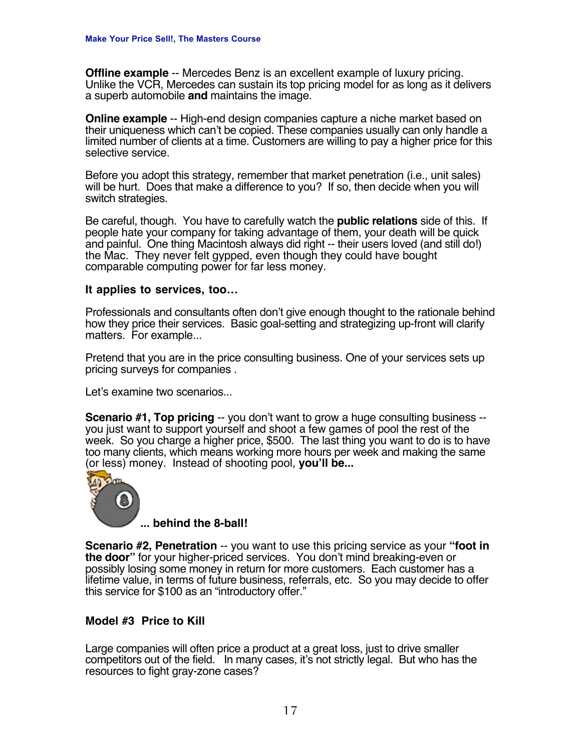**Offline example** -- Mercedes Benz is an excellent example of luxury pricing. Unlike the VCR, Mercedes can sustain its top pricing model for as long as it delivers a superb automobile **and** maintains the image.

**Online example** -- High-end design companies capture a niche market based on their uniqueness which can't be copied. These companies usually can only handle a limited number of clients at a time. Customers are willing to pay a higher price for this selective service.

Before you adopt this strategy, remember that market penetration (i.e., unit sales) will be hurt. Does that make a difference to you? If so, then decide when you will switch strategies.

Be careful, though. You have to carefully watch the **public relations** side of this. If people hate your company for taking advantage of them, your death will be quick and painful. One thing Macintosh always did right -- their users loved (and still do!) the Mac. They never felt gypped, even though they could have bought comparable computing power for far less money.

### It applies to services, too…

Professionals and consultants often don't give enough thought to the rationale behind how they price their services. Basic goal-setting and strategizing up-front will clarify matters. For example...

Pretend that you are in the price consulting business. One of your services sets up pricing surveys for companies .

Let's examine two scenarios...

**Scenario #1, Top pricing** -- you don't want to grow a huge consulting business -- you just want to support yourself and shoot a few games of pool the rest of the week. So you charge a higher price, $500. The last thing you want to do is to have too many clients, which means working more hours per week and making the same (or less) money. Instead of shooting pool, **you'll be...**

**... behind the 8-ball!**

**Scenario #2, Penetration** -- you want to use this pricing service as your **"foot in the door"** for your higher-priced services. You don't mind breaking-even or possibly losing some money in return for more customers. Each customer has a lifetime value, in terms of future business, referrals, etc. So you may decide to offer this service for $100 as an "introductory offer."

### Model #3 Price to Kill

Large companies will often price a product at a great loss, just to drive smaller competitors out of the field. In many cases, it's not strictly legal. But who has the resources to fight gray-zone cases?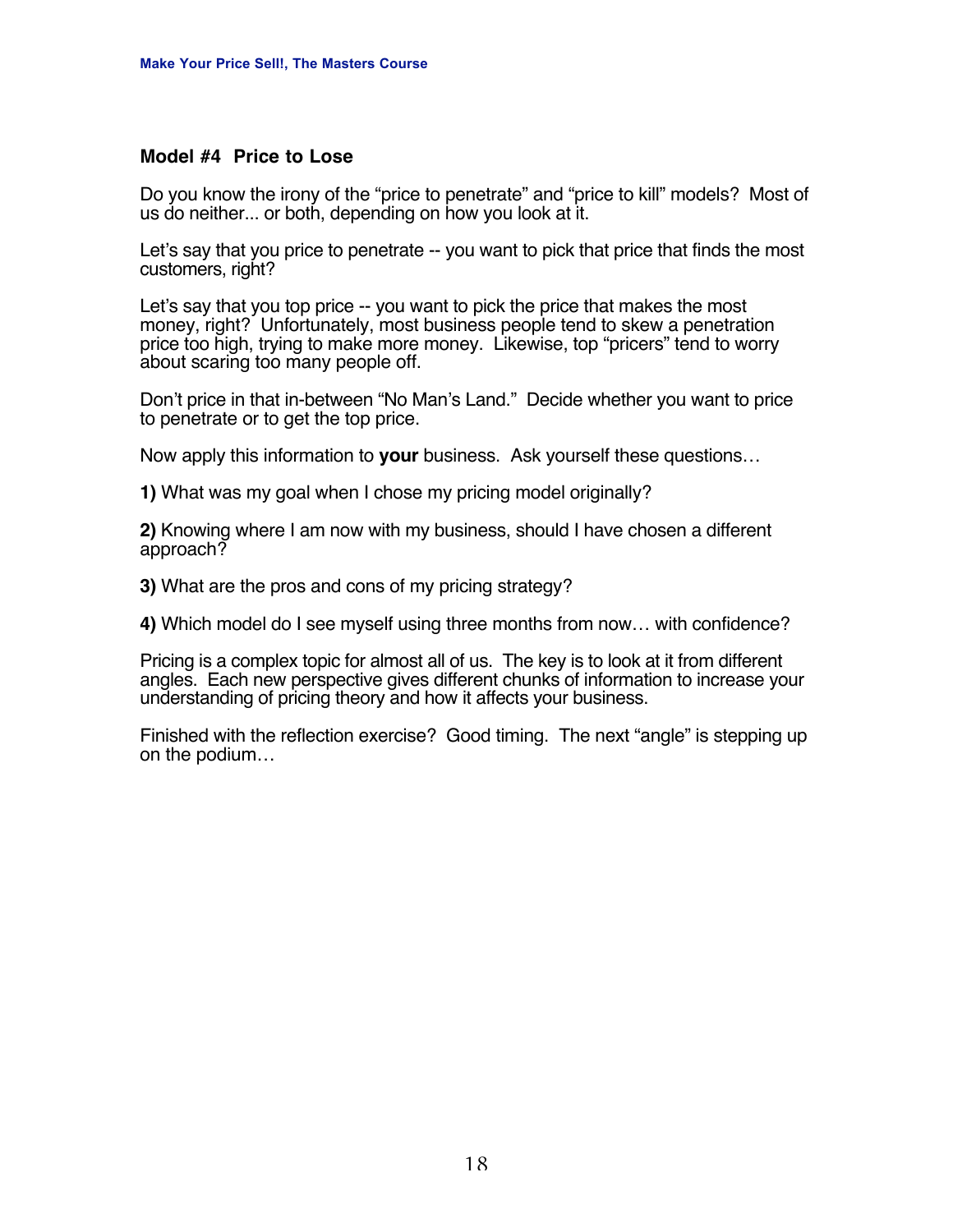### Model #4 Price to Lose

Do you know the irony of the "price to penetrate" and "price to kill" models? Most of us do neither... or both, depending on how you look at it.

Let's say that you price to penetrate -- you want to pick that price that finds the most customers, right?

Let's say that you top price -- you want to pick the price that makes the most money, right? Unfortunately, most business people tend to skew a penetration price too high, trying to make more money. Likewise, top "pricers" tend to worry about scaring too many people off.

Don't price in that in-between "No Man's Land." Decide whether you want to price to penetrate or to get the top price.

Now apply this information to **your** business. Ask yourself these questions…

**1)** What was my goal when I chose my pricing model originally?

**2)** Knowing where I am now with my business, should I have chosen a different approach?

**3)** What are the pros and cons of my pricing strategy?

**4)** Which model do I see myself using three months from now… with confidence?

Pricing is a complex topic for almost all of us. The key is to look at it from different angles. Each new perspective gives different chunks of information to increase your understanding of pricing theory and how it affects your business.

Finished with the reflection exercise? Good timing. The next "angle" is stepping up on the podium…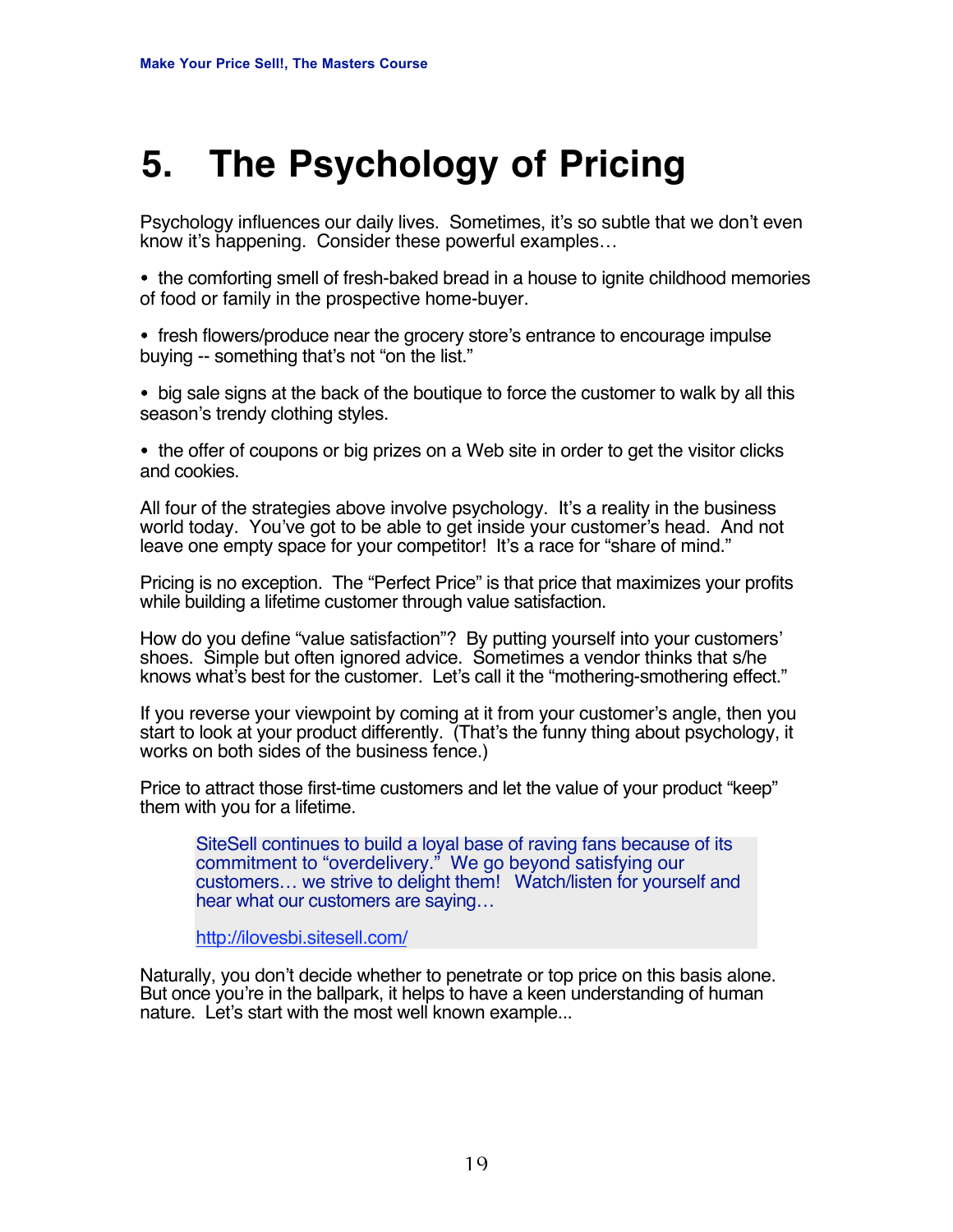# 5. The Psychology of Pricing

Psychology influences our daily lives. Sometimes, it's so subtle that we don't even know it's happening. Consider these powerful examples…

• the comforting smell of fresh-baked bread in a house to ignite childhood memories of food or family in the prospective home-buyer.

• fresh flowers/produce near the grocery store's entrance to encourage impulse buying -- something that's not "on the list."

• big sale signs at the back of the boutique to force the customer to walk by all this season's trendy clothing styles.

• the offer of coupons or big prizes on a Web site in order to get the visitor clicks and cookies.

All four of the strategies above involve psychology. It's a reality in the business world today. You've got to be able to get inside your customer's head. And not leave one empty space for your competitor! It's a race for "share of mind."

Pricing is no exception. The "Perfect Price" is that price that maximizes your profits while building a lifetime customer through value satisfaction.

How do you define "value satisfaction"? By putting yourself into your customers' shoes. Simple but often ignored advice. Sometimes a vendor thinks that s/he knows what's best for the customer. Let's call it the "mothering-smothering effect."

If you reverse your viewpoint by coming at it from your customer's angle, then you start to look at your product differently. (That's the funny thing about psychology, it works on both sides of the business fence.)

Price to attract those first-time customers and let the value of your product "keep" them with you for a lifetime.

> SiteSell continues to build a loyal base of raving fans because of its commitment to "overdelivery." We go beyond satisfying our customers… we strive to delight them! Watch/listen for yourself and hear what our customers are saying…
>
> http://ilovesbi.sitesell.com/

Naturally, you don't decide whether to penetrate or top price on this basis alone. But once you're in the ballpark, it helps to have a keen understanding of human nature. Let's start with the most well known example...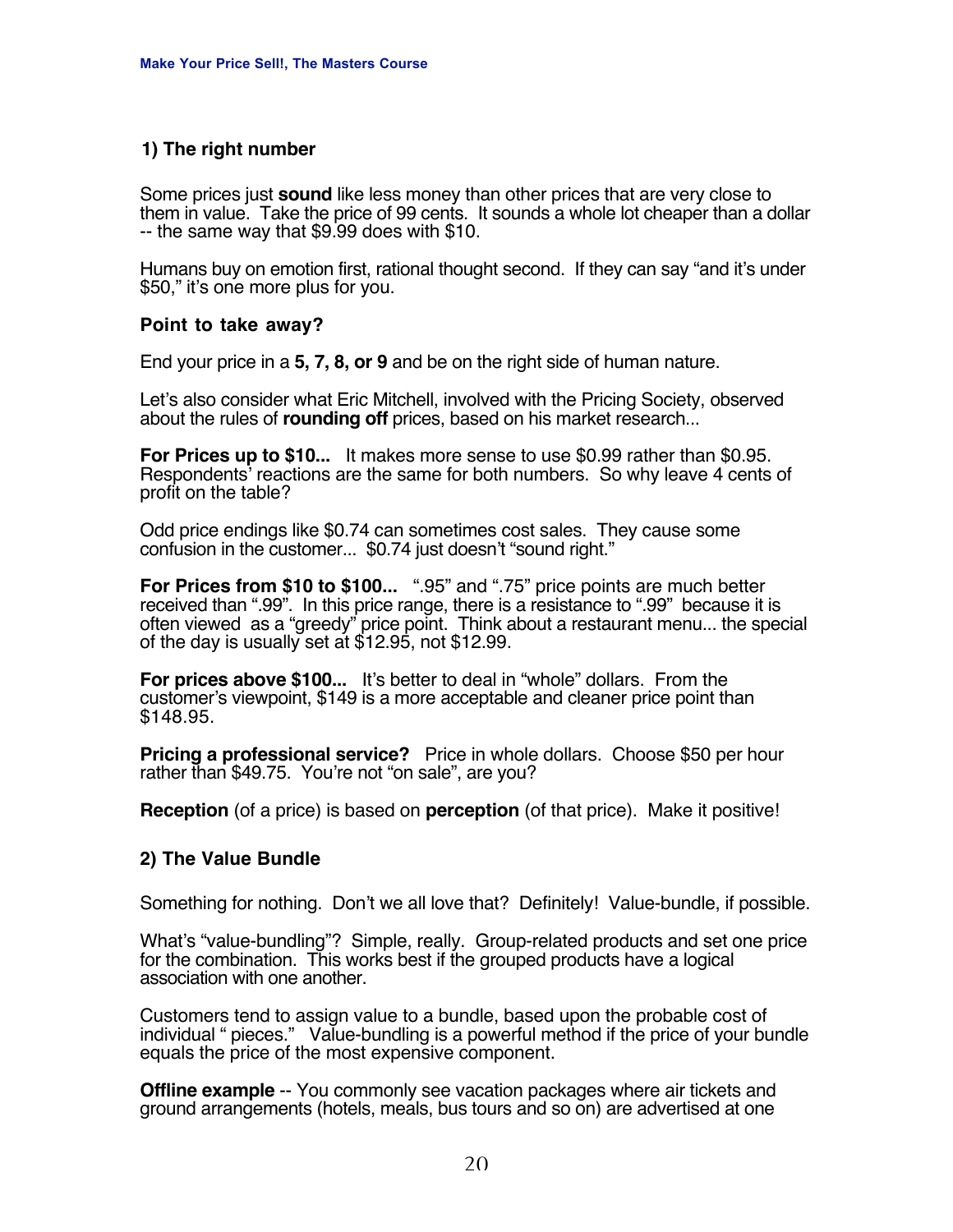### 1) The right number

Some prices just **sound** like less money than other prices that are very close to them in value. Take the price of 99 cents. It sounds a whole lot cheaper than a dollar -- the same way that $9.99 does with $10.

Humans buy on emotion first, rational thought second. If they can say "and it's under $50," it's one more plus for you.

**Point to take away?**

End your price in a **5, 7, 8, or 9** and be on the right side of human nature.

Let's also consider what Eric Mitchell, involved with the Pricing Society, observed about the rules of **rounding off** prices, based on his market research...

**For Prices up to $10...** It makes more sense to use $0.99 rather than $0.95. Respondents' reactions are the same for both numbers. So why leave 4 cents of profit on the table?

Odd price endings like $0.74 can sometimes cost sales. They cause some confusion in the customer... $0.74 just doesn't "sound right."

**For Prices from $10 to $100...** ".95" and ".75" price points are much better received than ".99". In this price range, there is a resistance to ".99" because it is often viewed as a "greedy" price point. Think about a restaurant menu... the special of the day is usually set at $12.95, not $12.99.

**For prices above $100...** It's better to deal in "whole" dollars. From the customer's viewpoint, $149 is a more acceptable and cleaner price point than $148.95.

**Pricing a professional service?** Price in whole dollars. Choose $50 per hour rather than $49.75. You're not "on sale", are you?

**Reception** (of a price) is based on **perception** (of that price). Make it positive!

### 2) The Value Bundle

Something for nothing. Don't we all love that? Definitely! Value-bundle, if possible.

What's "value-bundling"? Simple, really. Group-related products and set one price for the combination. This works best if the grouped products have a logical association with one another.

Customers tend to assign value to a bundle, based upon the probable cost of individual " pieces." Value-bundling is a powerful method if the price of your bundle equals the price of the most expensive component.

**Offline example** -- You commonly see vacation packages where air tickets and ground arrangements (hotels, meals, bus tours and so on) are advertised at one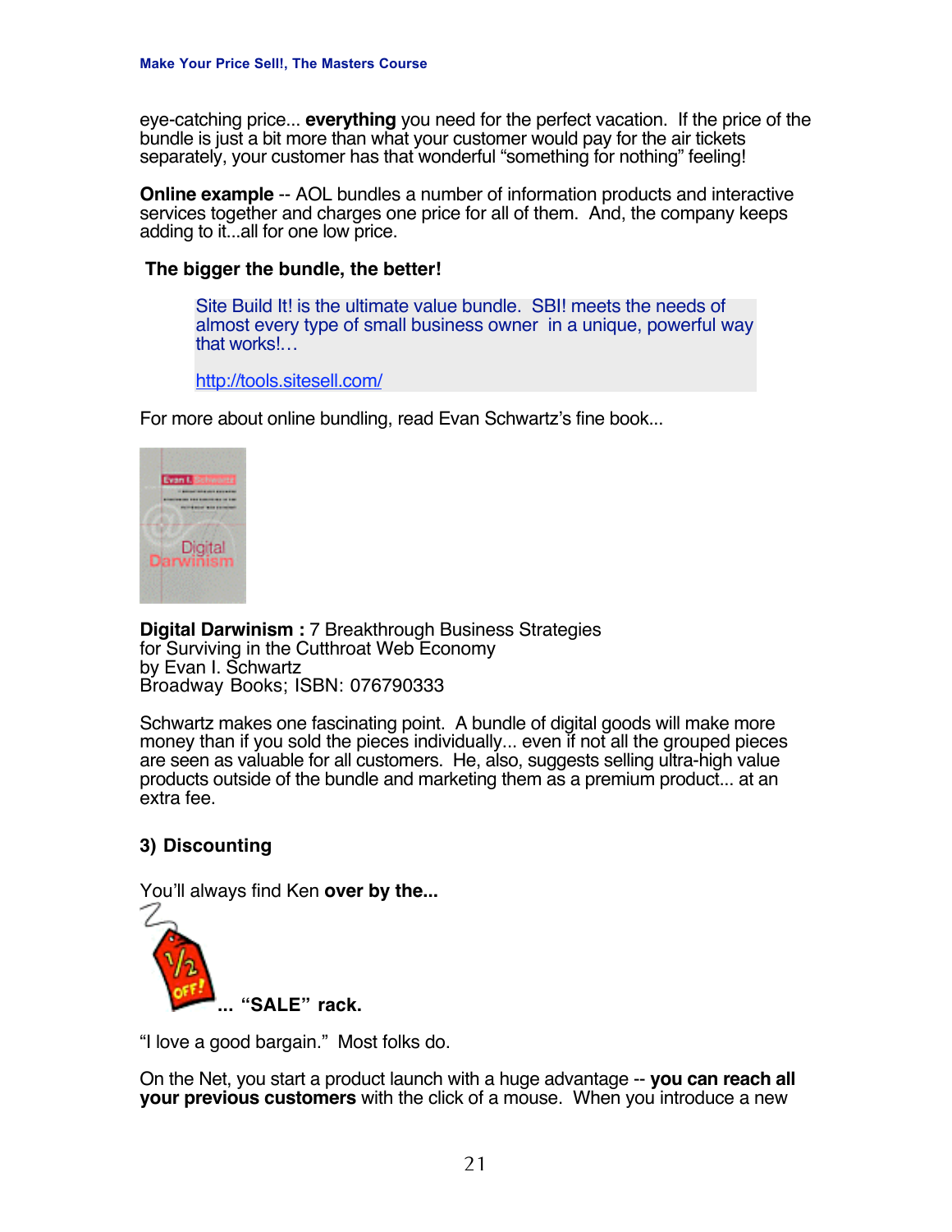eye-catching price... **everything** you need for the perfect vacation. If the price of the bundle is just a bit more than what your customer would pay for the air tickets separately, your customer has that wonderful "something for nothing" feeling!

**Online example** -- AOL bundles a number of information products and interactive services together and charges one price for all of them. And, the company keeps adding to it...all for one low price.

**The bigger the bundle, the better!**

> Site Build It! is the ultimate value bundle. SBI! meets the needs of almost every type of small business owner in a unique, powerful way that works!…
>
> http://tools.sitesell.com/

For more about online bundling, read Evan Schwartz's fine book...

**Digital Darwinism :** 7 Breakthrough Business Strategies for Surviving in the Cutthroat Web Economy
by Evan I. Schwartz
Broadway Books; ISBN: 076790333

Schwartz makes one fascinating point. A bundle of digital goods will make more money than if you sold the pieces individually... even if not all the grouped pieces are seen as valuable for all customers. He, also, suggests selling ultra-high value products outside of the bundle and marketing them as a premium product... at an extra fee.

### 3) Discounting

You'll always find Ken **over by the...**

**... "SALE" rack.**

"I love a good bargain." Most folks do.

On the Net, you start a product launch with a huge advantage -- **you can reach all your previous customers** with the click of a mouse. When you introduce a new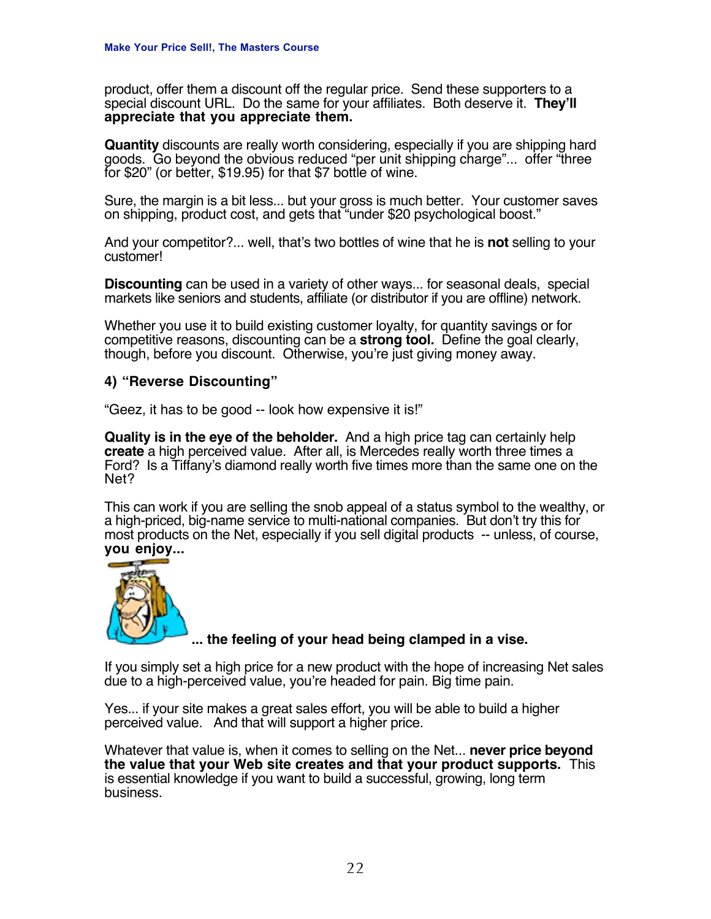product, offer them a discount off the regular price. Send these supporters to a special discount URL. Do the same for your affiliates. Both deserve it. **They'll appreciate that you appreciate them.**

**Quantity** discounts are really worth considering, especially if you are shipping hard goods. Go beyond the obvious reduced "per unit shipping charge"... offer "three for $20" (or better, $19.95) for that $7 bottle of wine.

Sure, the margin is a bit less... but your gross is much better. Your customer saves on shipping, product cost, and gets that "under $20 psychological boost."

And your competitor?... well, that's two bottles of wine that he is **not** selling to your customer!

**Discounting** can be used in a variety of other ways... for seasonal deals, special markets like seniors and students, affiliate (or distributor if you are offline) network.

Whether you use it to build existing customer loyalty, for quantity savings or for competitive reasons, discounting can be a **strong tool.** Define the goal clearly, though, before you discount. Otherwise, you're just giving money away.

### 4) "Reverse Discounting"

"Geez, it has to be good -- look how expensive it is!"

**Quality is in the eye of the beholder.** And a high price tag can certainly help **create** a high perceived value. After all, is Mercedes really worth three times a Ford? Is a Tiffany's diamond really worth five times more than the same one on the Net?

This can work if you are selling the snob appeal of a status symbol to the wealthy, or a high-priced, big-name service to multi-national companies. But don't try this for most products on the Net, especially if you sell digital products -- unless, of course, **you enjoy...**

**... the feeling of your head being clamped in a vise.**

If you simply set a high price for a new product with the hope of increasing Net sales due to a high-perceived value, you're headed for pain. Big time pain.

Yes... if your site makes a great sales effort, you will be able to build a higher perceived value. And that will support a higher price.

Whatever that value is, when it comes to selling on the Net... **never price beyond the value that your Web site creates and that your product supports.** This is essential knowledge if you want to build a successful, growing, long term business.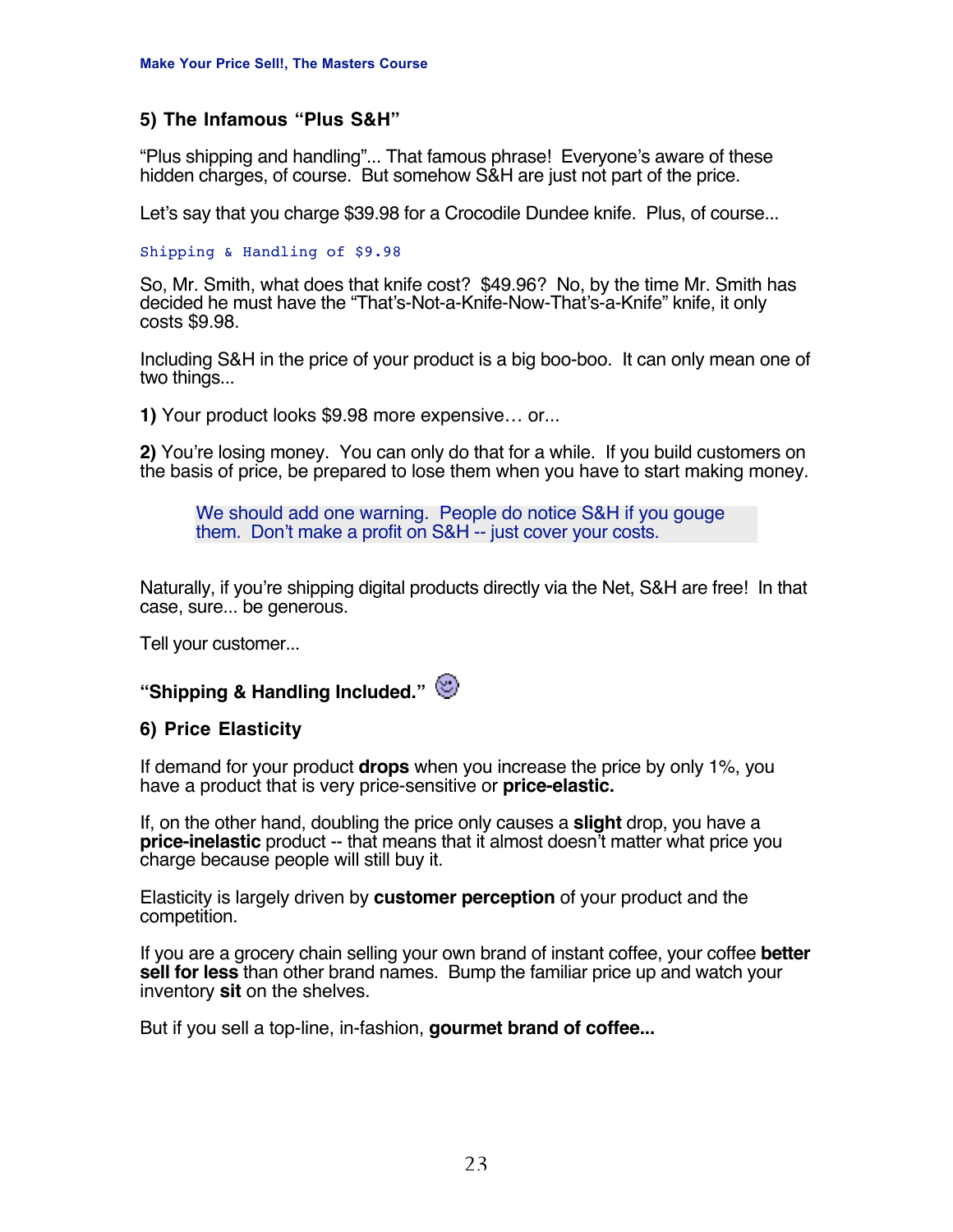## 5) The Infamous "Plus S&H"

"Plus shipping and handling"... That famous phrase! Everyone's aware of these hidden charges, of course. But somehow S&H are just not part of the price.

Let's say that you charge $39.98 for a Crocodile Dundee knife. Plus, of course...

```
Shipping & Handling of $9.98
```

So, Mr. Smith, what does that knife cost? $49.96? No, by the time Mr. Smith has decided he must have the "That's-Not-a-Knife-Now-That's-a-Knife" knife, it only costs $9.98.

Including S&H in the price of your product is a big boo-boo. It can only mean one of two things...

**1)** Your product looks $9.98 more expensive… or...

**2)** You're losing money. You can only do that for a while. If you build customers on the basis of price, be prepared to lose them when you have to start making money.

> We should add one warning. People do notice S&H if you gouge them. Don't make a profit on S&H -- just cover your costs.

Naturally, if you're shipping digital products directly via the Net, S&H are free! In that case, sure... be generous.

Tell your customer...

**"Shipping & Handling Included."** 😉

## 6) Price Elasticity

If demand for your product **drops** when you increase the price by only 1%, you have a product that is very price-sensitive or **price-elastic.**

If, on the other hand, doubling the price only causes a **slight** drop, you have a **price-inelastic** product -- that means that it almost doesn't matter what price you charge because people will still buy it.

Elasticity is largely driven by **customer perception** of your product and the competition.

If you are a grocery chain selling your own brand of instant coffee, your coffee **better sell for less** than other brand names. Bump the familiar price up and watch your inventory **sit** on the shelves.

But if you sell a top-line, in-fashion, **gourmet brand of coffee...**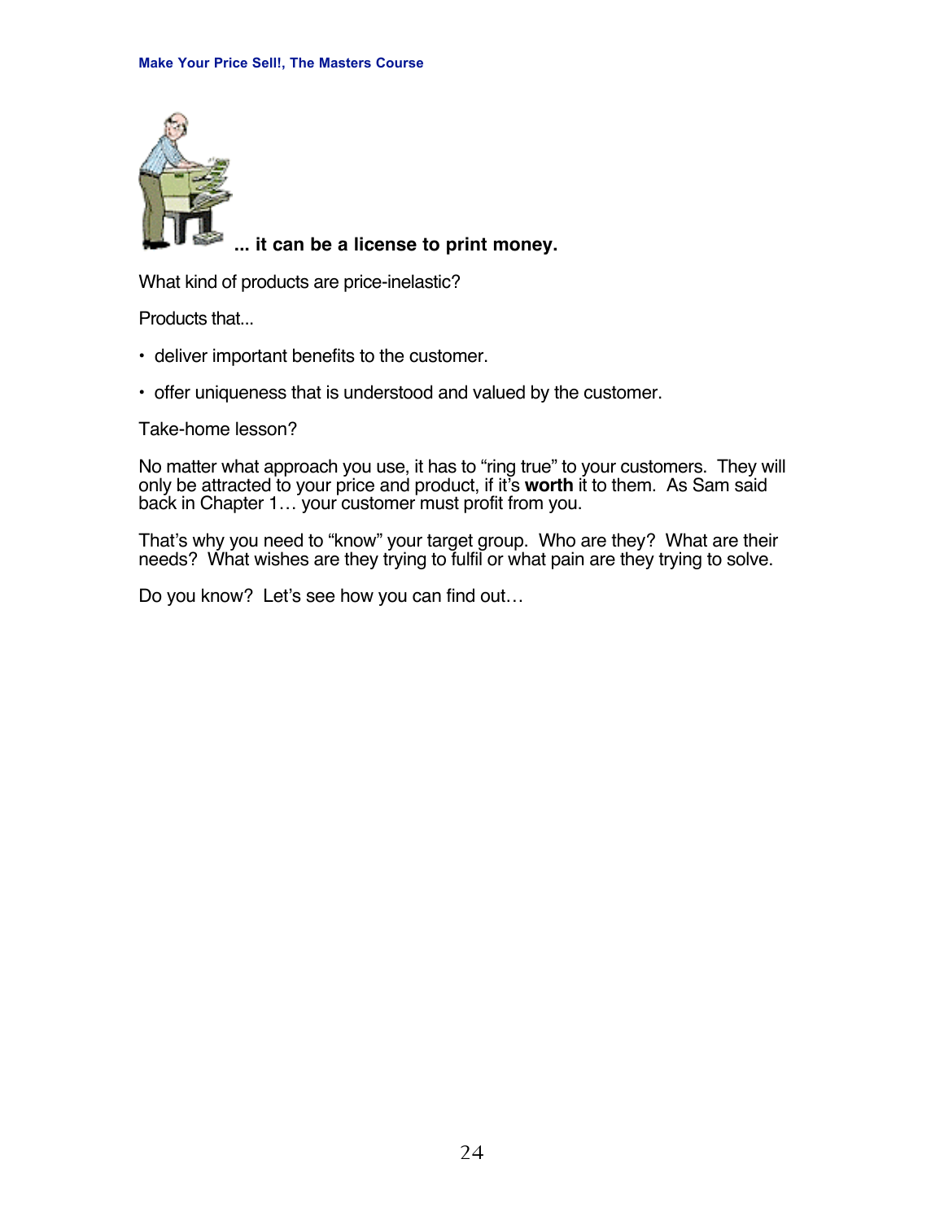**... it can be a license to print money.**

What kind of products are price-inelastic?

Products that...

- deliver important benefits to the customer.
- offer uniqueness that is understood and valued by the customer.

Take-home lesson?

No matter what approach you use, it has to “ring true” to your customers. They will only be attracted to your price and product, if it’s **worth** it to them. As Sam said back in Chapter 1… your customer must profit from you.

That’s why you need to “know” your target group. Who are they? What are their needs? What wishes are they trying to fulfil or what pain are they trying to solve.

Do you know? Let’s see how you can find out…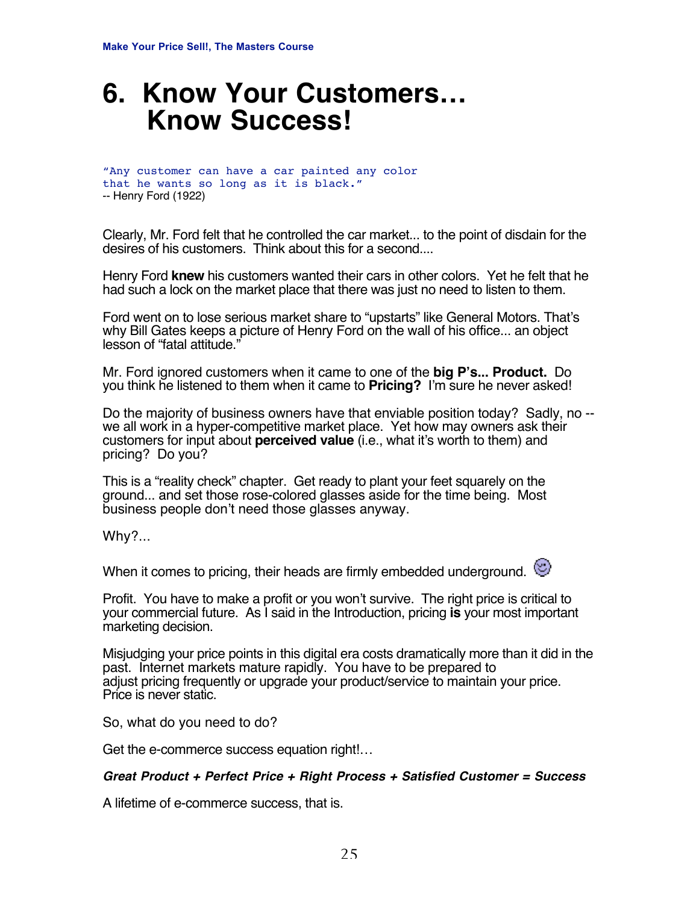# 6. Know Your Customers… Know Success!

"Any customer can have a car painted any color that he wants so long as it is black."
-- Henry Ford (1922)

Clearly, Mr. Ford felt that he controlled the car market... to the point of disdain for the desires of his customers. Think about this for a second....

Henry Ford **knew** his customers wanted their cars in other colors. Yet he felt that he had such a lock on the market place that there was just no need to listen to them.

Ford went on to lose serious market share to "upstarts" like General Motors. That's why Bill Gates keeps a picture of Henry Ford on the wall of his office... an object lesson of "fatal attitude."

Mr. Ford ignored customers when it came to one of the **big P's... Product.** Do you think he listened to them when it came to **Pricing?** I'm sure he never asked!

Do the majority of business owners have that enviable position today? Sadly, no -- we all work in a hyper-competitive market place. Yet how may owners ask their customers for input about **perceived value** (i.e., what it's worth to them) and pricing? Do you?

This is a "reality check" chapter. Get ready to plant your feet squarely on the ground... and set those rose-colored glasses aside for the time being. Most business people don't need those glasses anyway.

Why?...

When it comes to pricing, their heads are firmly embedded underground. ☺

Profit. You have to make a profit or you won't survive. The right price is critical to your commercial future. As I said in the Introduction, pricing **is** your most important marketing decision.

Misjudging your price points in this digital era costs dramatically more than it did in the past. Internet markets mature rapidly. You have to be prepared to adjust pricing frequently or upgrade your product/service to maintain your price. Price is never static.

So, what do you need to do?

Get the e-commerce success equation right!…

***Great Product + Perfect Price + Right Process + Satisfied Customer = Success***

A lifetime of e-commerce success, that is.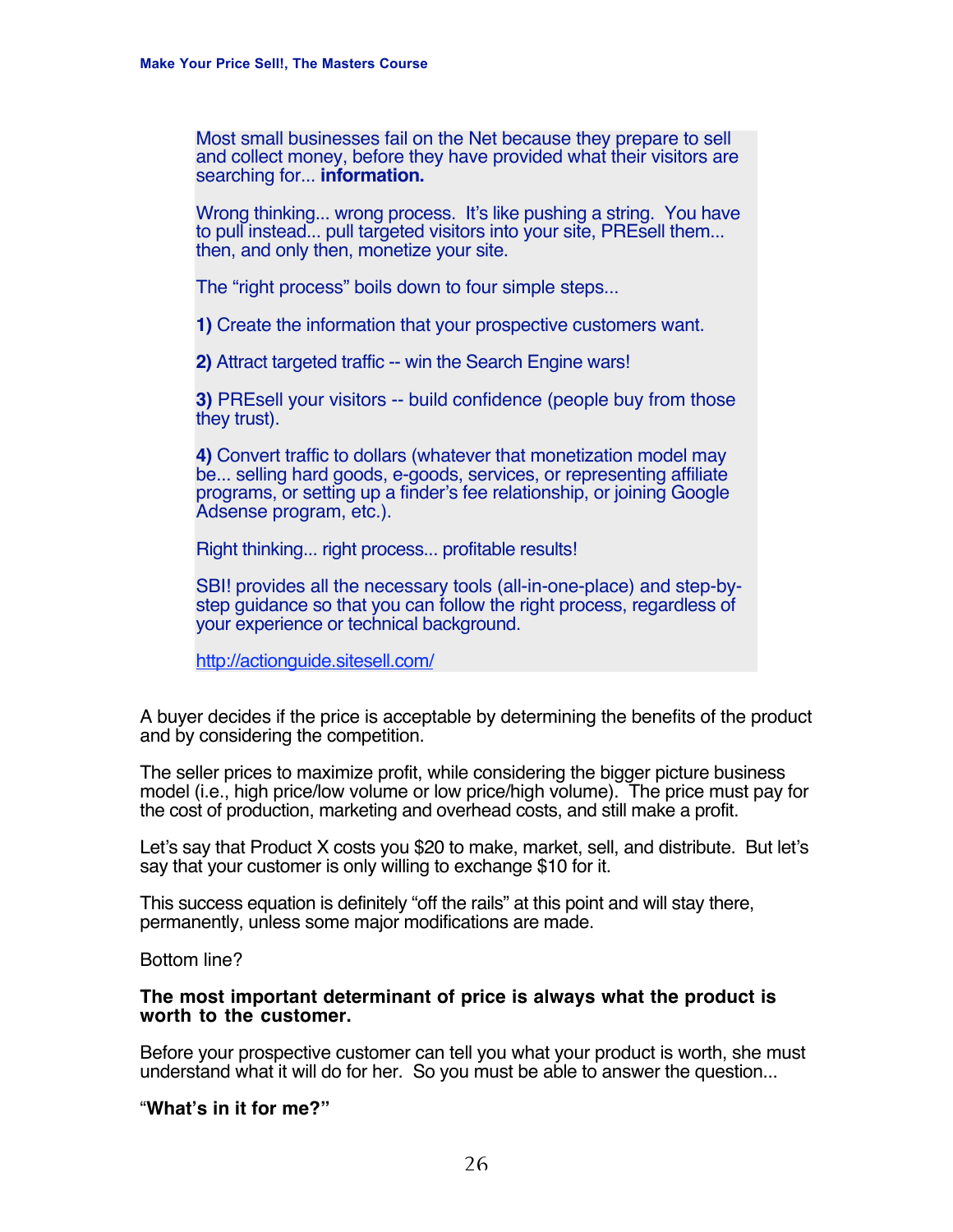> Most small businesses fail on the Net because they prepare to sell and collect money, before they have provided what their visitors are searching for... **information.**
>
> Wrong thinking... wrong process. It's like pushing a string. You have to pull instead... pull targeted visitors into your site, PREsell them... then, and only then, monetize your site.
>
> The "right process" boils down to four simple steps...
>
> **1)** Create the information that your prospective customers want.
>
> **2)** Attract targeted traffic -- win the Search Engine wars!
>
> **3)** PREsell your visitors -- build confidence (people buy from those they trust).
>
> **4)** Convert traffic to dollars (whatever that monetization model may be... selling hard goods, e-goods, services, or representing affiliate programs, or setting up a finder's fee relationship, or joining Google Adsense program, etc.).
>
> Right thinking... right process... profitable results!
>
> SBI! provides all the necessary tools (all-in-one-place) and step-by-step guidance so that you can follow the right process, regardless of your experience or technical background.
>
> http://actionguide.sitesell.com/

A buyer decides if the price is acceptable by determining the benefits of the product and by considering the competition.

The seller prices to maximize profit, while considering the bigger picture business model (i.e., high price/low volume or low price/high volume). The price must pay for the cost of production, marketing and overhead costs, and still make a profit.

Let's say that Product X costs you $20 to make, market, sell, and distribute. But let's say that your customer is only willing to exchange $10 for it.

This success equation is definitely "off the rails" at this point and will stay there, permanently, unless some major modifications are made.

Bottom line?

**The most important determinant of price is always what the product is worth to the customer.**

Before your prospective customer can tell you what your product is worth, she must understand what it will do for her. So you must be able to answer the question...

"**What's in it for me?"**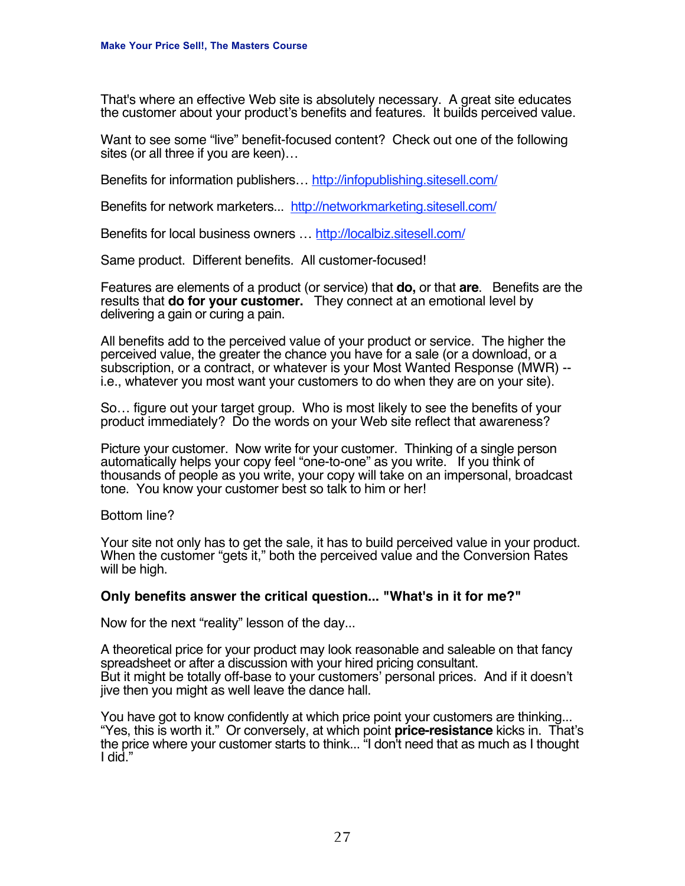That's where an effective Web site is absolutely necessary. A great site educates the customer about your product's benefits and features. It builds perceived value.

Want to see some "live" benefit-focused content? Check out one of the following sites (or all three if you are keen)…

Benefits for information publishers… http://infopublishing.sitesell.com/

Benefits for network marketers... http://networkmarketing.sitesell.com/

Benefits for local business owners … http://localbiz.sitesell.com/

Same product. Different benefits. All customer-focused!

Features are elements of a product (or service) that **do,** or that **are**. Benefits are the results that **do for your customer.** They connect at an emotional level by delivering a gain or curing a pain.

All benefits add to the perceived value of your product or service. The higher the perceived value, the greater the chance you have for a sale (or a download, or a subscription, or a contract, or whatever is your Most Wanted Response (MWR) -- i.e., whatever you most want your customers to do when they are on your site).

So… figure out your target group. Who is most likely to see the benefits of your product immediately? Do the words on your Web site reflect that awareness?

Picture your customer. Now write for your customer. Thinking of a single person automatically helps your copy feel "one-to-one" as you write. If you think of thousands of people as you write, your copy will take on an impersonal, broadcast tone. You know your customer best so talk to him or her!

Bottom line?

Your site not only has to get the sale, it has to build perceived value in your product. When the customer "gets it," both the perceived value and the Conversion Rates will be high.

**Only benefits answer the critical question... "What's in it for me?"**

Now for the next "reality" lesson of the day...

A theoretical price for your product may look reasonable and saleable on that fancy spreadsheet or after a discussion with your hired pricing consultant.
But it might be totally off-base to your customers' personal prices. And if it doesn't jive then you might as well leave the dance hall.

You have got to know confidently at which price point your customers are thinking... "Yes, this is worth it." Or conversely, at which point **price-resistance** kicks in. That's the price where your customer starts to think... "I don't need that as much as I thought I did."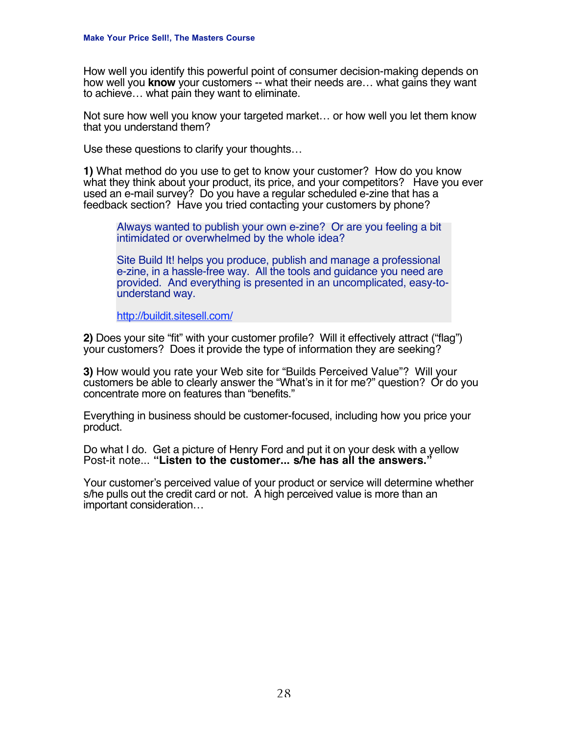How well you identify this powerful point of consumer decision-making depends on how well you **know** your customers -- what their needs are… what gains they want to achieve… what pain they want to eliminate.

Not sure how well you know your targeted market… or how well you let them know that you understand them?

Use these questions to clarify your thoughts…

**1)** What method do you use to get to know your customer? How do you know what they think about your product, its price, and your competitors? Have you ever used an e-mail survey? Do you have a regular scheduled e-zine that has a feedback section? Have you tried contacting your customers by phone?

> Always wanted to publish your own e-zine? Or are you feeling a bit intimidated or overwhelmed by the whole idea?
>
> Site Build It! helps you produce, publish and manage a professional e-zine, in a hassle-free way. All the tools and guidance you need are provided. And everything is presented in an uncomplicated, easy-to-understand way.
>
> http://buildit.sitesell.com/

**2)** Does your site "fit" with your customer profile? Will it effectively attract ("flag") your customers? Does it provide the type of information they are seeking?

**3)** How would you rate your Web site for "Builds Perceived Value"? Will your customers be able to clearly answer the "What's in it for me?" question? Or do you concentrate more on features than "benefits."

Everything in business should be customer-focused, including how you price your product.

Do what I do. Get a picture of Henry Ford and put it on your desk with a yellow Post-it note... **"Listen to the customer... s/he has all the answers."**

Your customer's perceived value of your product or service will determine whether s/he pulls out the credit card or not. A high perceived value is more than an important consideration…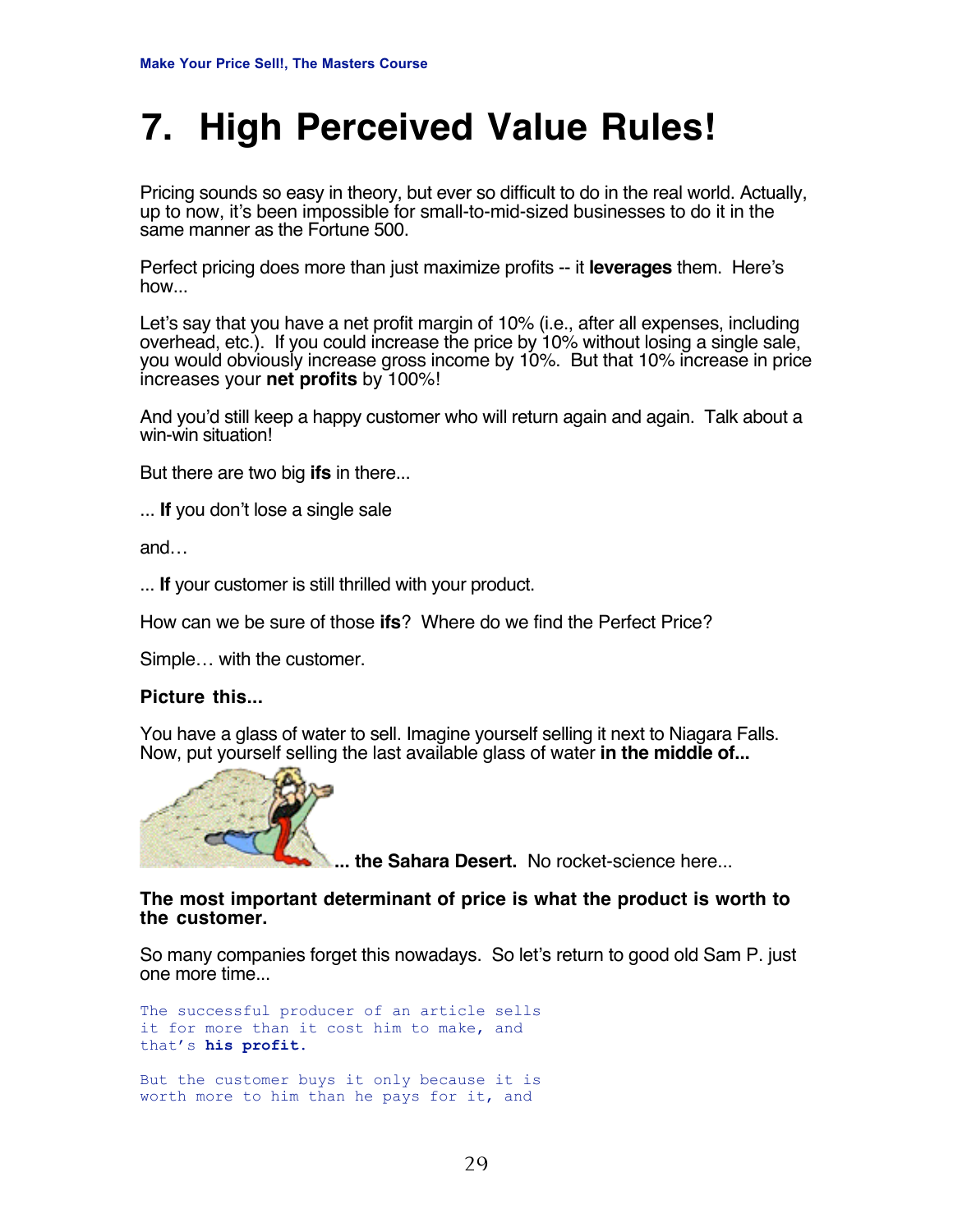# 7. High Perceived Value Rules!

Pricing sounds so easy in theory, but ever so difficult to do in the real world. Actually, up to now, it's been impossible for small-to-mid-sized businesses to do it in the same manner as the Fortune 500.

Perfect pricing does more than just maximize profits -- it **leverages** them. Here's how...

Let's say that you have a net profit margin of 10% (i.e., after all expenses, including overhead, etc.). If you could increase the price by 10% without losing a single sale, you would obviously increase gross income by 10%. But that 10% increase in price increases your **net profits** by 100%!

And you'd still keep a happy customer who will return again and again. Talk about a win-win situation!

But there are two big **ifs** in there...

... **If** you don't lose a single sale

and…

... **If** your customer is still thrilled with your product.

How can we be sure of those **ifs**? Where do we find the Perfect Price?

Simple… with the customer.

**Picture this...**

You have a glass of water to sell. Imagine yourself selling it next to Niagara Falls. Now, put yourself selling the last available glass of water **in the middle of...**

**... the Sahara Desert.** No rocket-science here...

**The most important determinant of price is what the product is worth to the customer.**

So many companies forget this nowadays. So let's return to good old Sam P. just one more time...

```
The successful producer of an article sells
it for more than it cost him to make, and
that's his profit.

But the customer buys it only because it is
worth more to him than he pays for it, and
```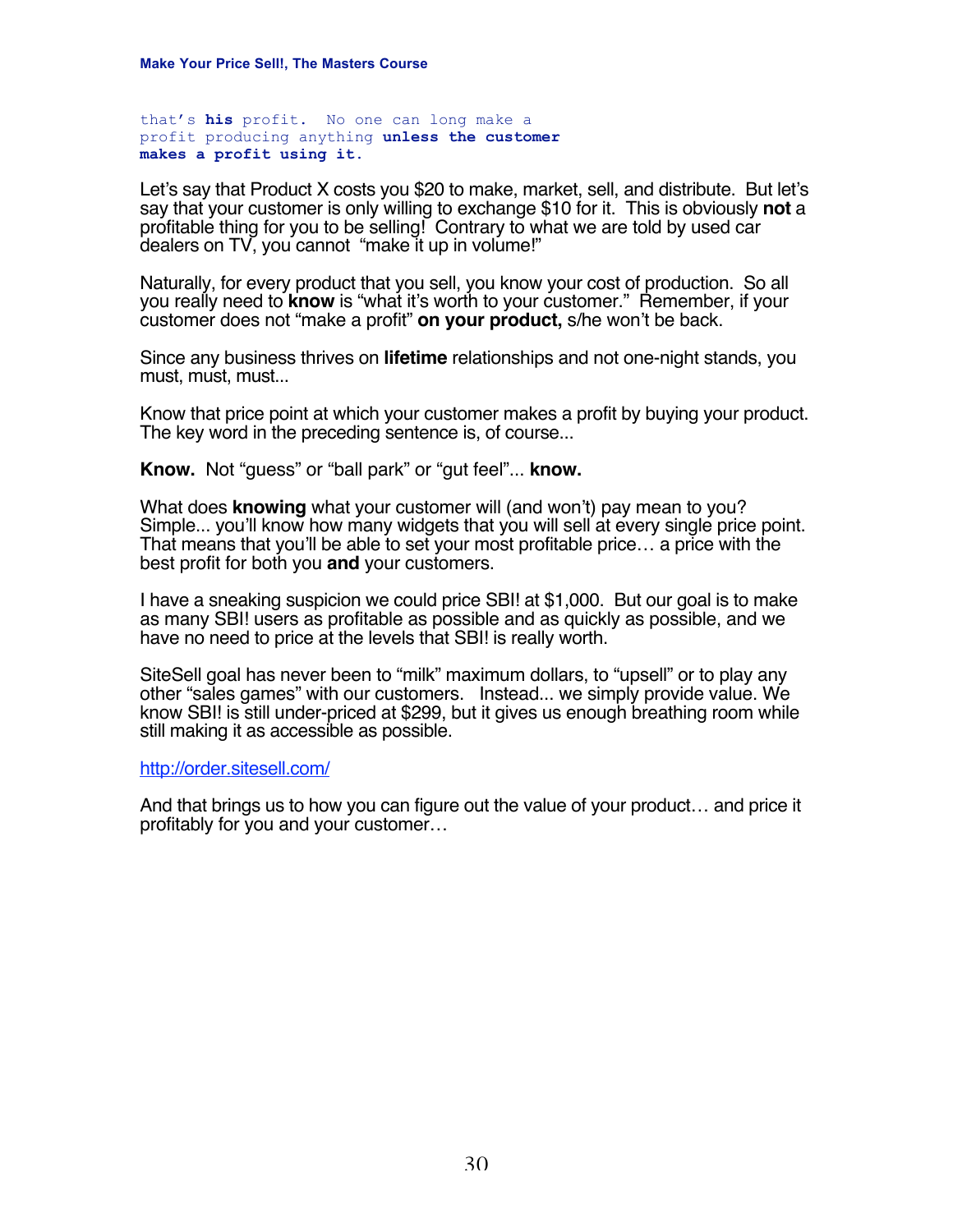that's **his** profit. No one can long make a profit producing anything **unless the customer makes a profit using it.**

Let's say that Product X costs you $20 to make, market, sell, and distribute. But let's say that your customer is only willing to exchange $10 for it. This is obviously **not** a profitable thing for you to be selling! Contrary to what we are told by used car dealers on TV, you cannot "make it up in volume!"

Naturally, for every product that you sell, you know your cost of production. So all you really need to **know** is "what it's worth to your customer." Remember, if your customer does not "make a profit" **on your product,** s/he won't be back.

Since any business thrives on **lifetime** relationships and not one-night stands, you must, must, must...

Know that price point at which your customer makes a profit by buying your product. The key word in the preceding sentence is, of course...

**Know.** Not "guess" or "ball park" or "gut feel"... **know.**

What does **knowing** what your customer will (and won't) pay mean to you? Simple... you'll know how many widgets that you will sell at every single price point. That means that you'll be able to set your most profitable price… a price with the best profit for both you **and** your customers.

I have a sneaking suspicion we could price SBI! at $1,000. But our goal is to make as many SBI! users as profitable as possible and as quickly as possible, and we have no need to price at the levels that SBI! is really worth.

SiteSell goal has never been to "milk" maximum dollars, to "upsell" or to play any other "sales games" with our customers. Instead... we simply provide value. We know SBI! is still under-priced at $299, but it gives us enough breathing room while still making it as accessible as possible.

http://order.sitesell.com/

And that brings us to how you can figure out the value of your product… and price it profitably for you and your customer…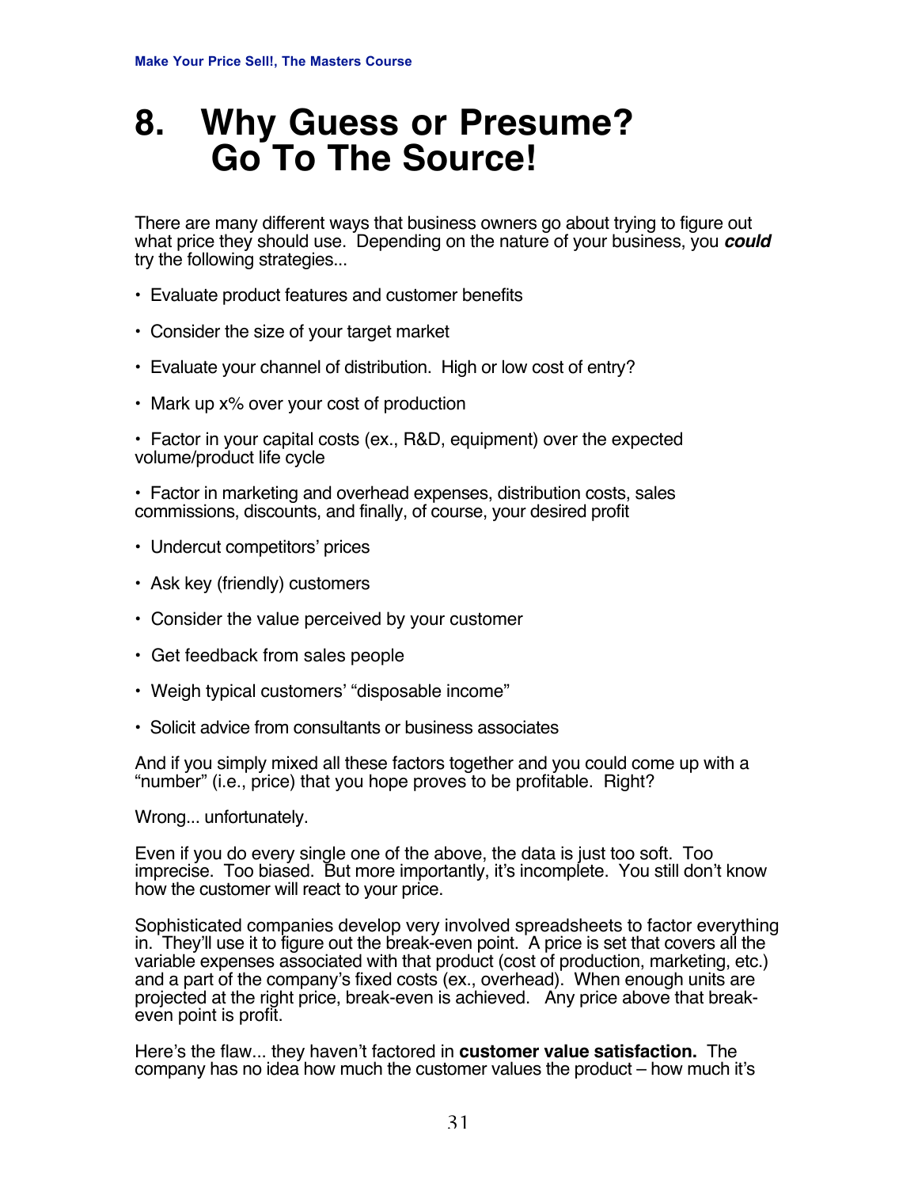# 8. Why Guess or Presume? Go To The Source!

There are many different ways that business owners go about trying to figure out what price they should use. Depending on the nature of your business, you ***could*** try the following strategies...

- Evaluate product features and customer benefits
- Consider the size of your target market
- Evaluate your channel of distribution. High or low cost of entry?
- Mark up x% over your cost of production
- Factor in your capital costs (ex., R&D, equipment) over the expected volume/product life cycle
- Factor in marketing and overhead expenses, distribution costs, sales commissions, discounts, and finally, of course, your desired profit
- Undercut competitors' prices
- Ask key (friendly) customers
- Consider the value perceived by your customer
- Get feedback from sales people
- Weigh typical customers' "disposable income"
- Solicit advice from consultants or business associates

And if you simply mixed all these factors together and you could come up with a "number" (i.e., price) that you hope proves to be profitable. Right?

Wrong... unfortunately.

Even if you do every single one of the above, the data is just too soft. Too imprecise. Too biased. But more importantly, it's incomplete. You still don't know how the customer will react to your price.

Sophisticated companies develop very involved spreadsheets to factor everything in. They'll use it to figure out the break-even point. A price is set that covers all the variable expenses associated with that product (cost of production, marketing, etc.) and a part of the company's fixed costs (ex., overhead). When enough units are projected at the right price, break-even is achieved. Any price above that break-even point is profit.

Here's the flaw... they haven't factored in **customer value satisfaction.** The company has no idea how much the customer values the product – how much it's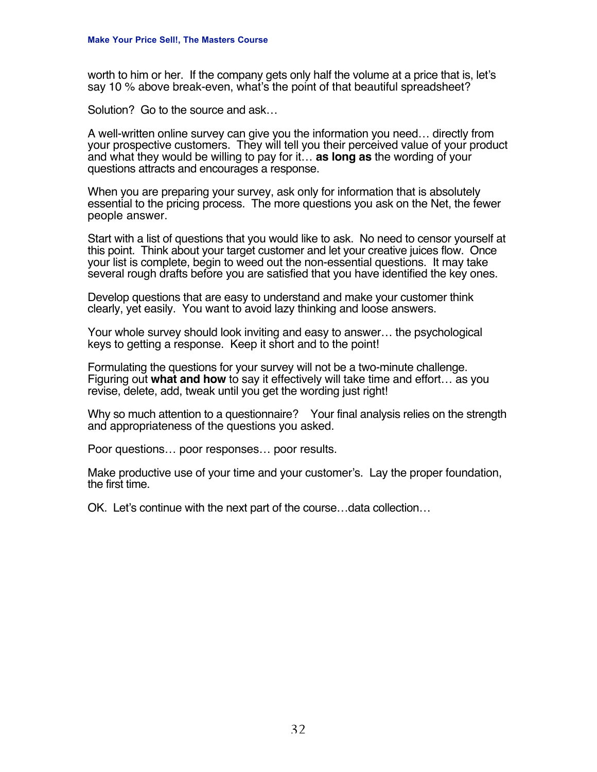worth to him or her. If the company gets only half the volume at a price that is, let's say 10 % above break-even, what's the point of that beautiful spreadsheet?

Solution? Go to the source and ask…

A well-written online survey can give you the information you need… directly from your prospective customers. They will tell you their perceived value of your product and what they would be willing to pay for it… **as long as** the wording of your questions attracts and encourages a response.

When you are preparing your survey, ask only for information that is absolutely essential to the pricing process. The more questions you ask on the Net, the fewer people answer.

Start with a list of questions that you would like to ask. No need to censor yourself at this point. Think about your target customer and let your creative juices flow. Once your list is complete, begin to weed out the non-essential questions. It may take several rough drafts before you are satisfied that you have identified the key ones.

Develop questions that are easy to understand and make your customer think clearly, yet easily. You want to avoid lazy thinking and loose answers.

Your whole survey should look inviting and easy to answer… the psychological keys to getting a response. Keep it short and to the point!

Formulating the questions for your survey will not be a two-minute challenge. Figuring out **what and how** to say it effectively will take time and effort… as you revise, delete, add, tweak until you get the wording just right!

Why so much attention to a questionnaire? Your final analysis relies on the strength and appropriateness of the questions you asked.

Poor questions… poor responses… poor results.

Make productive use of your time and your customer's. Lay the proper foundation, the first time.

OK. Let's continue with the next part of the course…data collection…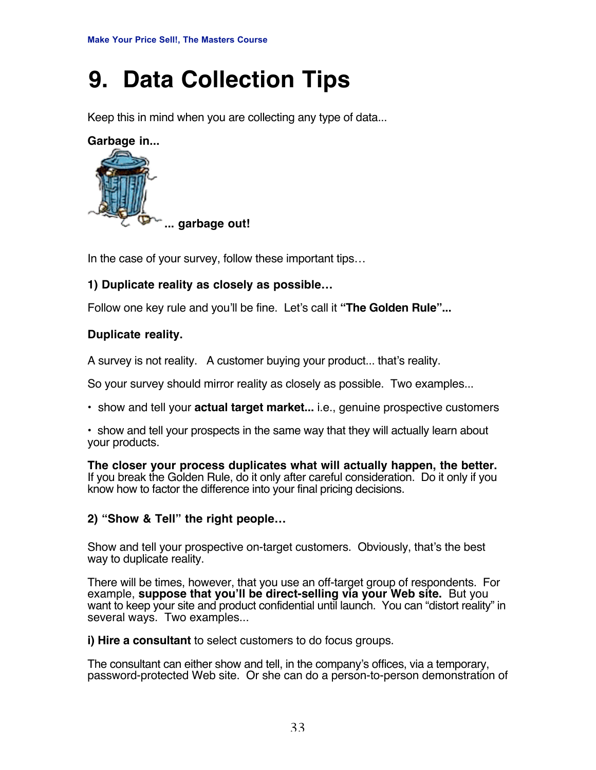# 9. Data Collection Tips

Keep this in mind when you are collecting any type of data...

**Garbage in...**

**... garbage out!**

In the case of your survey, follow these important tips…

**1) Duplicate reality as closely as possible…**

Follow one key rule and you'll be fine. Let's call it **"The Golden Rule"...**

**Duplicate reality.**

A survey is not reality. A customer buying your product... that's reality.

So your survey should mirror reality as closely as possible. Two examples...

- show and tell your **actual target market...** i.e., genuine prospective customers

- show and tell your prospects in the same way that they will actually learn about your products.

**The closer your process duplicates what will actually happen, the better.** If you break the Golden Rule, do it only after careful consideration. Do it only if you know how to factor the difference into your final pricing decisions.

**2) "Show & Tell" the right people…**

Show and tell your prospective on-target customers. Obviously, that's the best way to duplicate reality.

There will be times, however, that you use an off-target group of respondents. For example, **suppose that you'll be direct-selling via your Web site.** But you want to keep your site and product confidential until launch. You can "distort reality" in several ways. Two examples...

**i) Hire a consultant** to select customers to do focus groups.

The consultant can either show and tell, in the company's offices, via a temporary, password-protected Web site. Or she can do a person-to-person demonstration of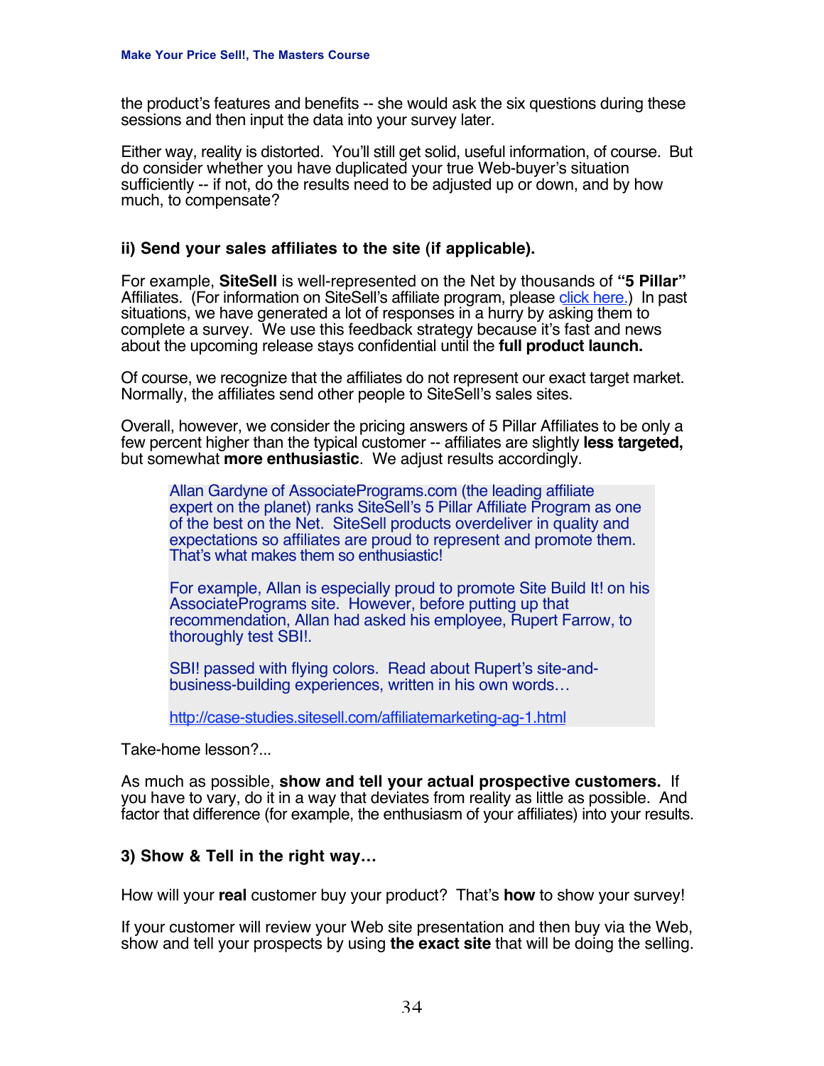the product's features and benefits -- she would ask the six questions during these sessions and then input the data into your survey later.

Either way, reality is distorted. You'll still get solid, useful information, of course. But do consider whether you have duplicated your true Web-buyer's situation sufficiently -- if not, do the results need to be adjusted up or down, and by how much, to compensate?

### ii) Send your sales affiliates to the site (if applicable).

For example, **SiteSell** is well-represented on the Net by thousands of **"5 Pillar"** Affiliates. (For information on SiteSell's affiliate program, please click here.) In past situations, we have generated a lot of responses in a hurry by asking them to complete a survey. We use this feedback strategy because it's fast and news about the upcoming release stays confidential until the **full product launch.**

Of course, we recognize that the affiliates do not represent our exact target market. Normally, the affiliates send other people to SiteSell's sales sites.

Overall, however, we consider the pricing answers of 5 Pillar Affiliates to be only a few percent higher than the typical customer -- affiliates are slightly **less targeted,** but somewhat **more enthusiastic**. We adjust results accordingly.

> Allan Gardyne of AssociatePrograms.com (the leading affiliate expert on the planet) ranks SiteSell's 5 Pillar Affiliate Program as one of the best on the Net. SiteSell products overdeliver in quality and expectations so affiliates are proud to represent and promote them. That's what makes them so enthusiastic!
>
> For example, Allan is especially proud to promote Site Build It! on his AssociatePrograms site. However, before putting up that recommendation, Allan had asked his employee, Rupert Farrow, to thoroughly test SBI!.
>
> SBI! passed with flying colors. Read about Rupert's site-and-business-building experiences, written in his own words…
>
> http://case-studies.sitesell.com/affiliatemarketing-ag-1.html

Take-home lesson?...

As much as possible, **show and tell your actual prospective customers.** If you have to vary, do it in a way that deviates from reality as little as possible. And factor that difference (for example, the enthusiasm of your affiliates) into your results.

### 3) Show & Tell in the right way…

How will your **real** customer buy your product? That's **how** to show your survey!

If your customer will review your Web site presentation and then buy via the Web, show and tell your prospects by using **the exact site** that will be doing the selling.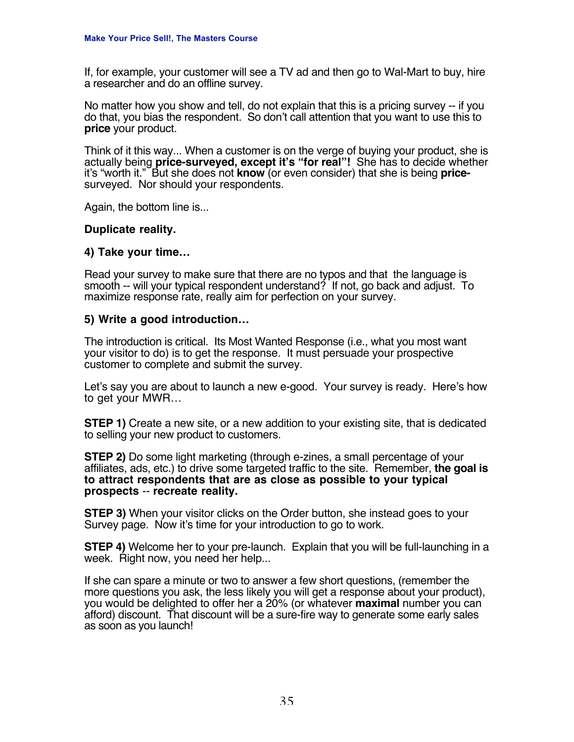If, for example, your customer will see a TV ad and then go to Wal-Mart to buy, hire a researcher and do an offline survey.

No matter how you show and tell, do not explain that this is a pricing survey -- if you do that, you bias the respondent. So don't call attention that you want to use this to **price** your product.

Think of it this way... When a customer is on the verge of buying your product, she is actually being **price-surveyed, except it's "for real"!** She has to decide whether it's "worth it." But she does not **know** (or even consider) that she is being **price-**surveyed. Nor should your respondents.

Again, the bottom line is...

**Duplicate reality.**

**4) Take your time…**

Read your survey to make sure that there are no typos and that the language is smooth -- will your typical respondent understand? If not, go back and adjust. To maximize response rate, really aim for perfection on your survey.

**5) Write a good introduction…**

The introduction is critical. Its Most Wanted Response (i.e., what you most want your visitor to do) is to get the response. It must persuade your prospective customer to complete and submit the survey.

Let's say you are about to launch a new e-good. Your survey is ready. Here's how to get your MWR…

**STEP 1)** Create a new site, or a new addition to your existing site, that is dedicated to selling your new product to customers.

**STEP 2)** Do some light marketing (through e-zines, a small percentage of your affiliates, ads, etc.) to drive some targeted traffic to the site. Remember, **the goal is to attract respondents that are as close as possible to your typical prospects** -- **recreate reality.**

**STEP 3)** When your visitor clicks on the Order button, she instead goes to your Survey page. Now it's time for your introduction to go to work.

**STEP 4)** Welcome her to your pre-launch. Explain that you will be full-launching in a week. Right now, you need her help...

If she can spare a minute or two to answer a few short questions, (remember the more questions you ask, the less likely you will get a response about your product), you would be delighted to offer her a 20% (or whatever **maximal** number you can afford) discount. That discount will be a sure-fire way to generate some early sales as soon as you launch!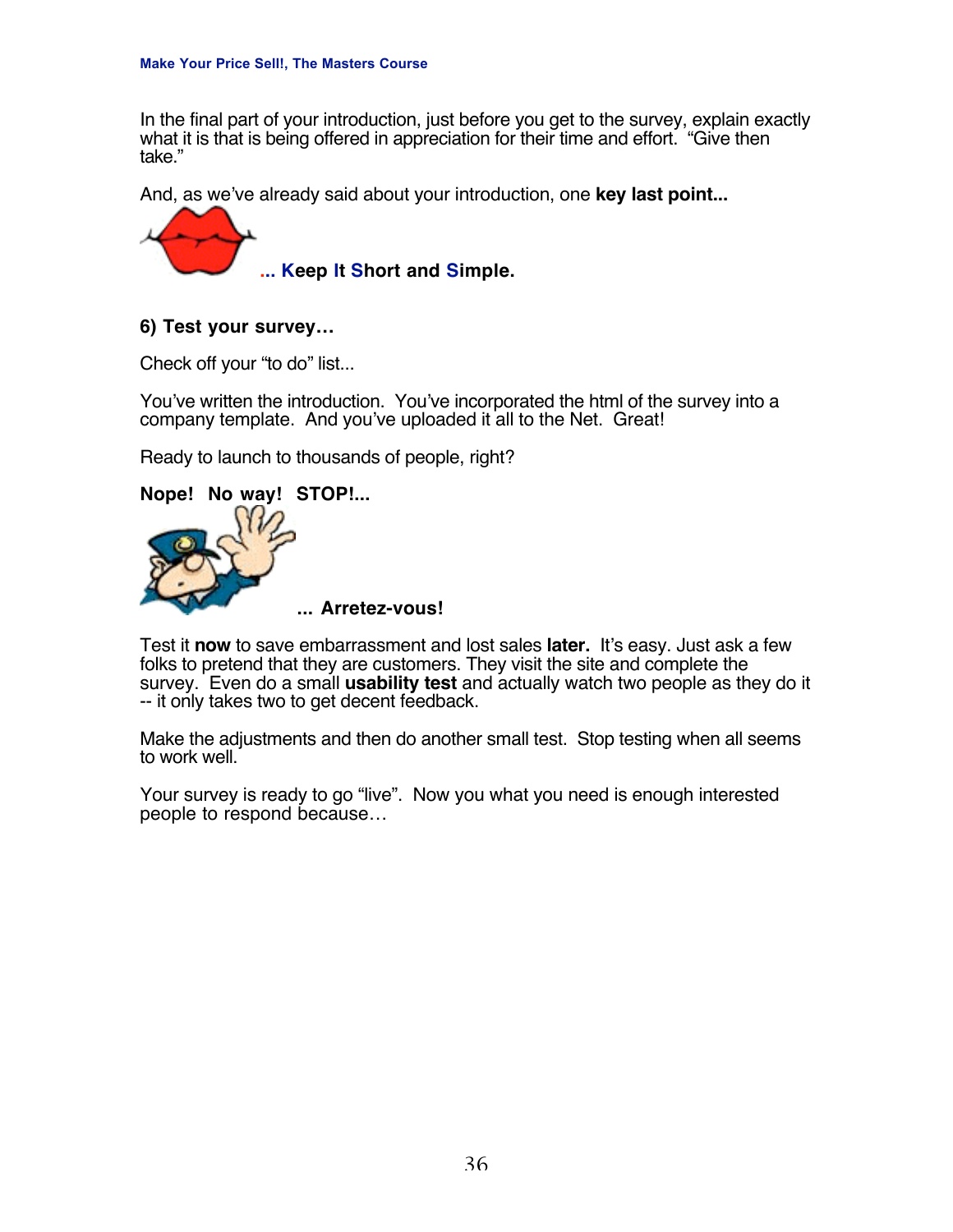In the final part of your introduction, just before you get to the survey, explain exactly what it is that is being offered in appreciation for their time and effort. "Give then take."

And, as we've already said about your introduction, one **key last point...**

**... Keep It Short and Simple.**

**6) Test your survey…**

Check off your "to do" list...

You've written the introduction. You've incorporated the html of the survey into a company template. And you've uploaded it all to the Net. Great!

Ready to launch to thousands of people, right?

**Nope! No way! STOP!...**

**... Arretez-vous!**

Test it **now** to save embarrassment and lost sales **later.** It's easy. Just ask a few folks to pretend that they are customers. They visit the site and complete the survey. Even do a small **usability test** and actually watch two people as they do it -- it only takes two to get decent feedback.

Make the adjustments and then do another small test. Stop testing when all seems to work well.

Your survey is ready to go "live". Now you what you need is enough interested people to respond because…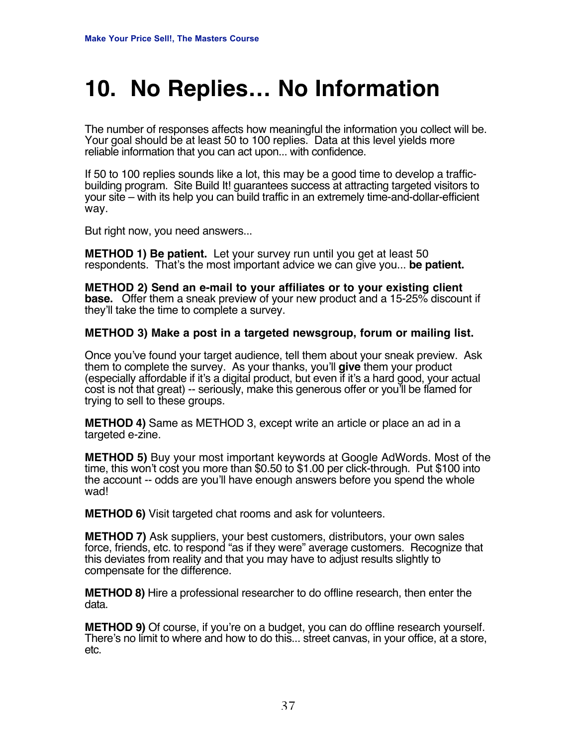# 10. No Replies… No Information

The number of responses affects how meaningful the information you collect will be. Your goal should be at least 50 to 100 replies. Data at this level yields more reliable information that you can act upon... with confidence.

If 50 to 100 replies sounds like a lot, this may be a good time to develop a traffic-building program. Site Build It! guarantees success at attracting targeted visitors to your site – with its help you can build traffic in an extremely time-and-dollar-efficient way.

But right now, you need answers...

**METHOD 1) Be patient.** Let your survey run until you get at least 50 respondents. That's the most important advice we can give you... **be patient.**

**METHOD 2) Send an e-mail to your affiliates or to your existing client base.** Offer them a sneak preview of your new product and a 15-25% discount if they'll take the time to complete a survey.

**METHOD 3) Make a post in a targeted newsgroup, forum or mailing list.**

Once you've found your target audience, tell them about your sneak preview. Ask them to complete the survey. As your thanks, you'll **give** them your product (especially affordable if it's a digital product, but even if it's a hard good, your actual cost is not that great) -- seriously, make this generous offer or you'll be flamed for trying to sell to these groups.

**METHOD 4)** Same as METHOD 3, except write an article or place an ad in a targeted e-zine.

**METHOD 5)** Buy your most important keywords at Google AdWords. Most of the time, this won't cost you more than $0.50 to $1.00 per click-through. Put $100 into the account -- odds are you'll have enough answers before you spend the whole wad!

**METHOD 6)** Visit targeted chat rooms and ask for volunteers.

**METHOD 7)** Ask suppliers, your best customers, distributors, your own sales force, friends, etc. to respond "as if they were" average customers. Recognize that this deviates from reality and that you may have to adjust results slightly to compensate for the difference.

**METHOD 8)** Hire a professional researcher to do offline research, then enter the data.

**METHOD 9)** Of course, if you're on a budget, you can do offline research yourself. There's no limit to where and how to do this... street canvas, in your office, at a store, etc.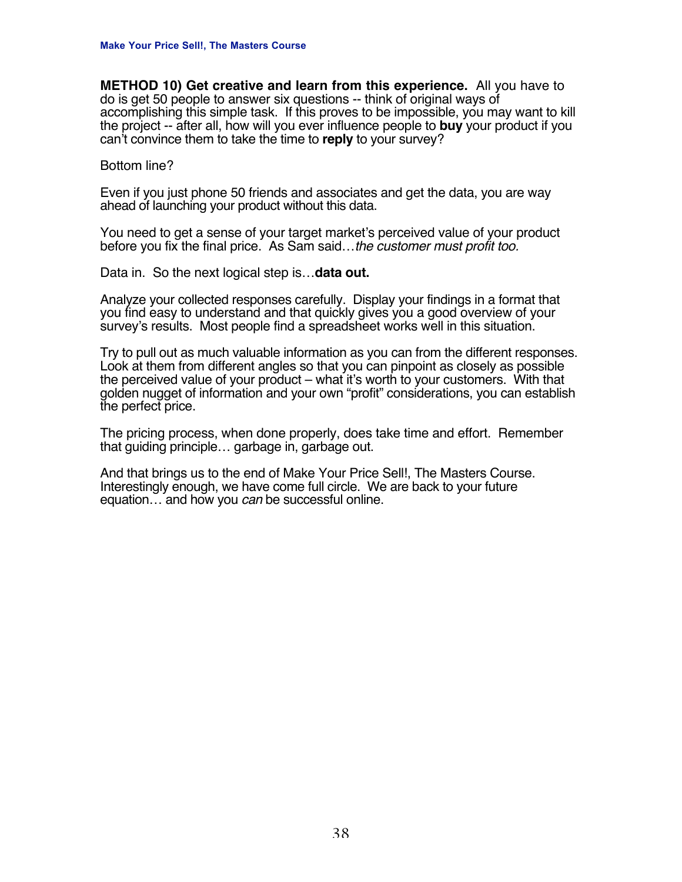**METHOD 10) Get creative and learn from this experience.** All you have to do is get 50 people to answer six questions -- think of original ways of accomplishing this simple task. If this proves to be impossible, you may want to kill the project -- after all, how will you ever influence people to **buy** your product if you can't convince them to take the time to **reply** to your survey?

Bottom line?

Even if you just phone 50 friends and associates and get the data, you are way ahead of launching your product without this data.

You need to get a sense of your target market's perceived value of your product before you fix the final price. As Sam said…*the customer must profit too.*

Data in. So the next logical step is…**data out.**

Analyze your collected responses carefully. Display your findings in a format that you find easy to understand and that quickly gives you a good overview of your survey's results. Most people find a spreadsheet works well in this situation.

Try to pull out as much valuable information as you can from the different responses. Look at them from different angles so that you can pinpoint as closely as possible the perceived value of your product – what it's worth to your customers. With that golden nugget of information and your own "profit" considerations, you can establish the perfect price.

The pricing process, when done properly, does take time and effort. Remember that guiding principle… garbage in, garbage out.

And that brings us to the end of Make Your Price Sell!, The Masters Course. Interestingly enough, we have come full circle. We are back to your future equation… and how you *can* be successful online.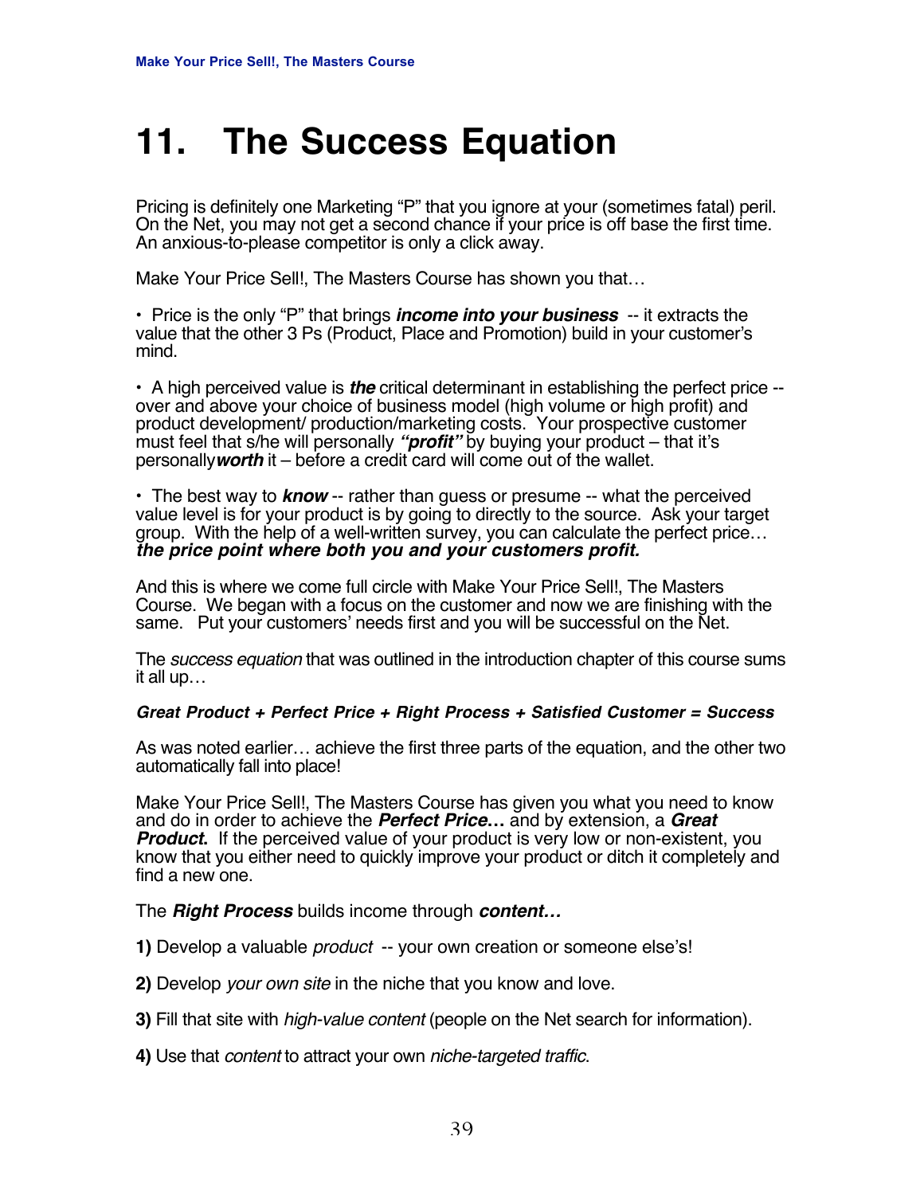# 11. The Success Equation

Pricing is definitely one Marketing "P" that you ignore at your (sometimes fatal) peril. On the Net, you may not get a second chance if your price is off base the first time. An anxious-to-please competitor is only a click away.

Make Your Price Sell!, The Masters Course has shown you that…

• Price is the only "P" that brings ***income into your business*** -- it extracts the value that the other 3 Ps (Product, Place and Promotion) build in your customer's mind.

• A high perceived value is ***the*** critical determinant in establishing the perfect price -- over and above your choice of business model (high volume or high profit) and product development/ production/marketing costs. Your prospective customer must feel that s/he will personally ***"profit"*** by buying your product – that it's personally ***worth*** it – before a credit card will come out of the wallet.

• The best way to ***know*** -- rather than guess or presume -- what the perceived value level is for your product is by going to directly to the source. Ask your target group. With the help of a well-written survey, you can calculate the perfect price… ***the price point where both you and your customers profit.***

And this is where we come full circle with Make Your Price Sell!, The Masters Course. We began with a focus on the customer and now we are finishing with the same. Put your customers' needs first and you will be successful on the Net.

The *success equation* that was outlined in the introduction chapter of this course sums it all up…

***Great Product + Perfect Price + Right Process + Satisfied Customer = Success***

As was noted earlier… achieve the first three parts of the equation, and the other two automatically fall into place!

Make Your Price Sell!, The Masters Course has given you what you need to know and do in order to achieve the ***Perfect Price…*** and by extension, a ***Great Product.*** If the perceived value of your product is very low or non-existent, you know that you either need to quickly improve your product or ditch it completely and find a new one.

The ***Right Process*** builds income through ***content…***

**1)** Develop a valuable *product* -- your own creation or someone else's!

**2)** Develop *your own site* in the niche that you know and love.

**3)** Fill that site with *high-value content* (people on the Net search for information).

**4)** Use that *content* to attract your own *niche-targeted traffic*.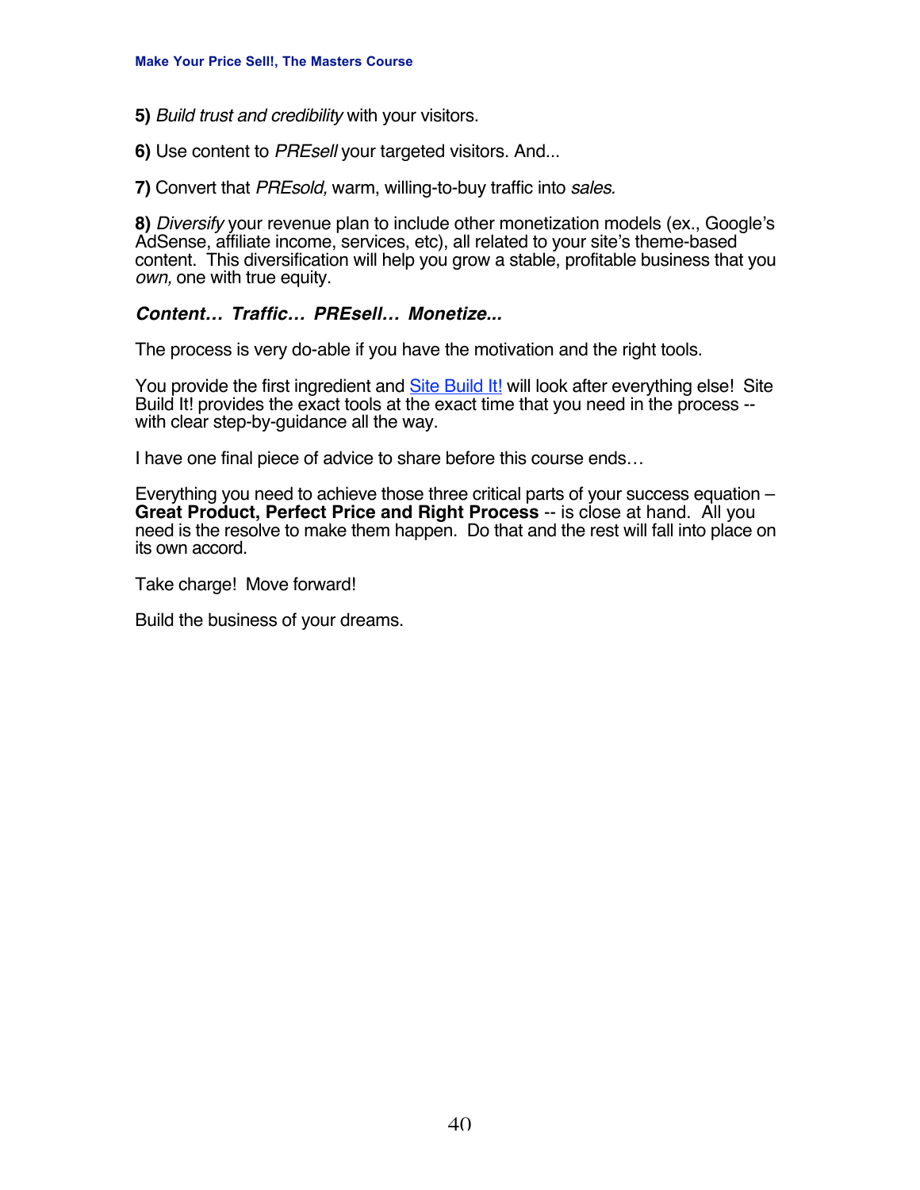**5)** *Build trust and credibility* with your visitors.

**6)** Use content to *PREsell* your targeted visitors. And...

**7)** Convert that *PREsold,* warm, willing-to-buy traffic into *sales.*

**8)** *Diversify* your revenue plan to include other monetization models (ex., Google's AdSense, affiliate income, services, etc), all related to your site's theme-based content. This diversification will help you grow a stable, profitable business that you *own,* one with true equity.

***Content… Traffic… PREsell… Monetize...***

The process is very do-able if you have the motivation and the right tools.

You provide the first ingredient and Site Build It! will look after everything else! Site Build It! provides the exact tools at the exact time that you need in the process -- with clear step-by-guidance all the way.

I have one final piece of advice to share before this course ends…

Everything you need to achieve those three critical parts of your success equation – **Great Product, Perfect Price and Right Process** -- is close at hand. All you need is the resolve to make them happen. Do that and the rest will fall into place on its own accord.

Take charge! Move forward!

Build the business of your dreams.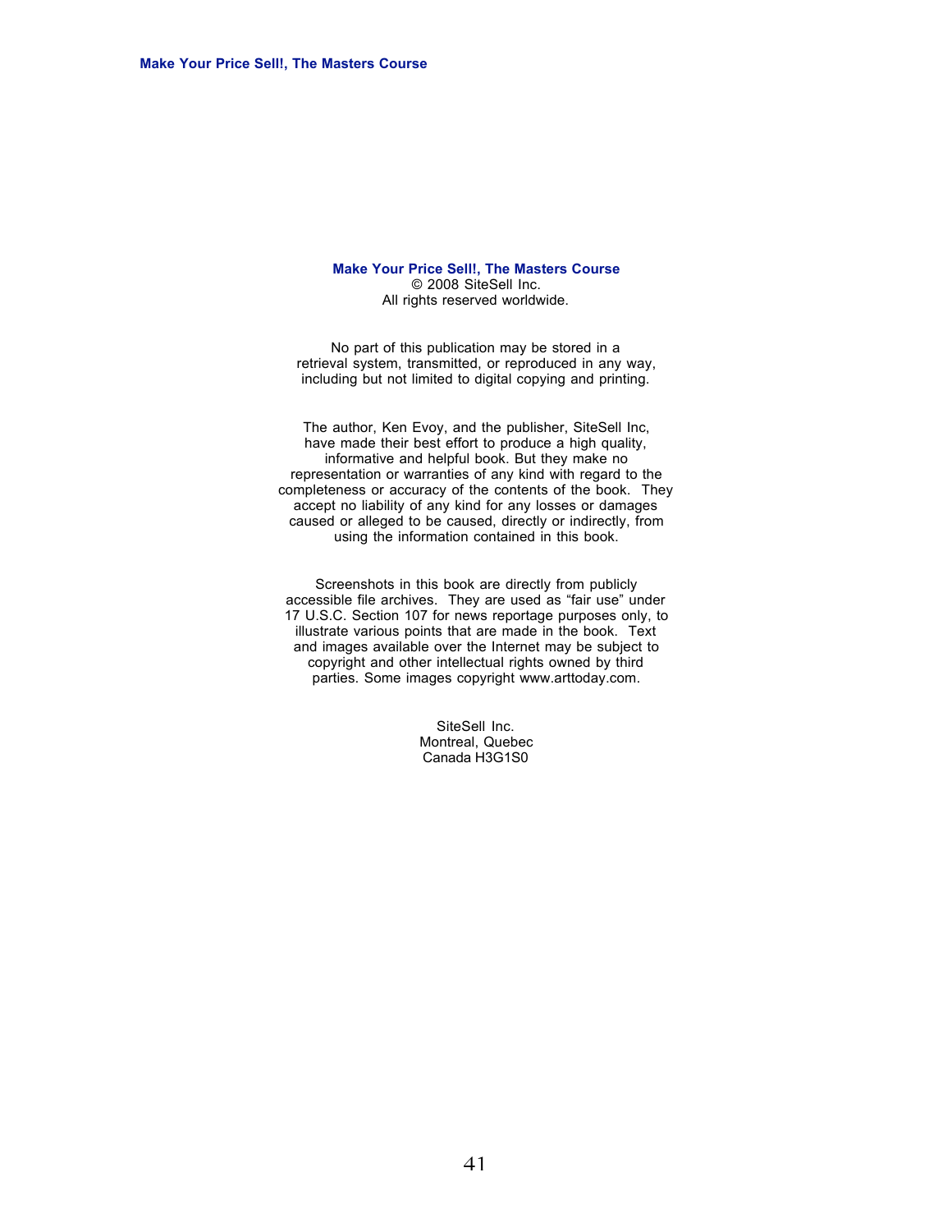**Make Your Price Sell!, The Masters Course**
© 2008 SiteSell Inc.
All rights reserved worldwide.

No part of this publication may be stored in a retrieval system, transmitted, or reproduced in any way, including but not limited to digital copying and printing.

The author, Ken Evoy, and the publisher, SiteSell Inc, have made their best effort to produce a high quality, informative and helpful book. But they make no representation or warranties of any kind with regard to the completeness or accuracy of the contents of the book. They accept no liability of any kind for any losses or damages caused or alleged to be caused, directly or indirectly, from using the information contained in this book.

Screenshots in this book are directly from publicly accessible file archives. They are used as "fair use" under 17 U.S.C. Section 107 for news reportage purposes only, to illustrate various points that are made in the book. Text and images available over the Internet may be subject to copyright and other intellectual rights owned by third parties. Some images copyright www.arttoday.com.

SiteSell Inc.
Montreal, Quebec
Canada H3G1S0